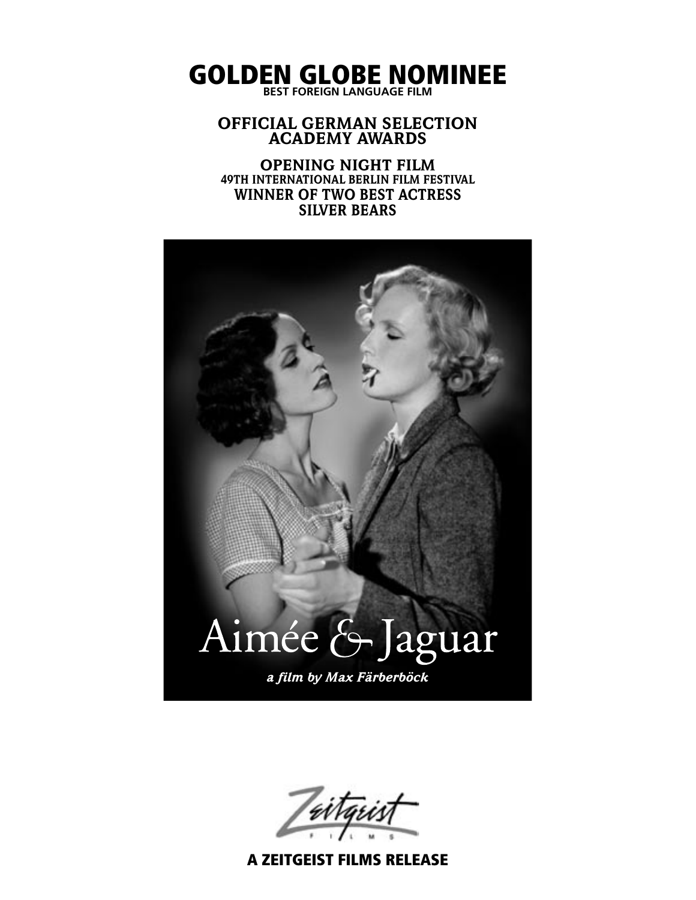# GOLDEN GLOBE NOMINEE
**BEST FOREIGN LANGUAGE FILM**

**OFFICIAL GERMAN SELECTION**
**ACADEMY AWARDS**

**OPENING NIGHT FILM**
**49TH INTERNATIONAL BERLIN FILM FESTIVAL**
**WINNER OF TWO BEST ACTRESS**
**SILVER BEARS**

Aimée & Jaguar

*a film by Max Färberböck*

Zeitgeist Films

**A ZEITGEIST FILMS RELEASE**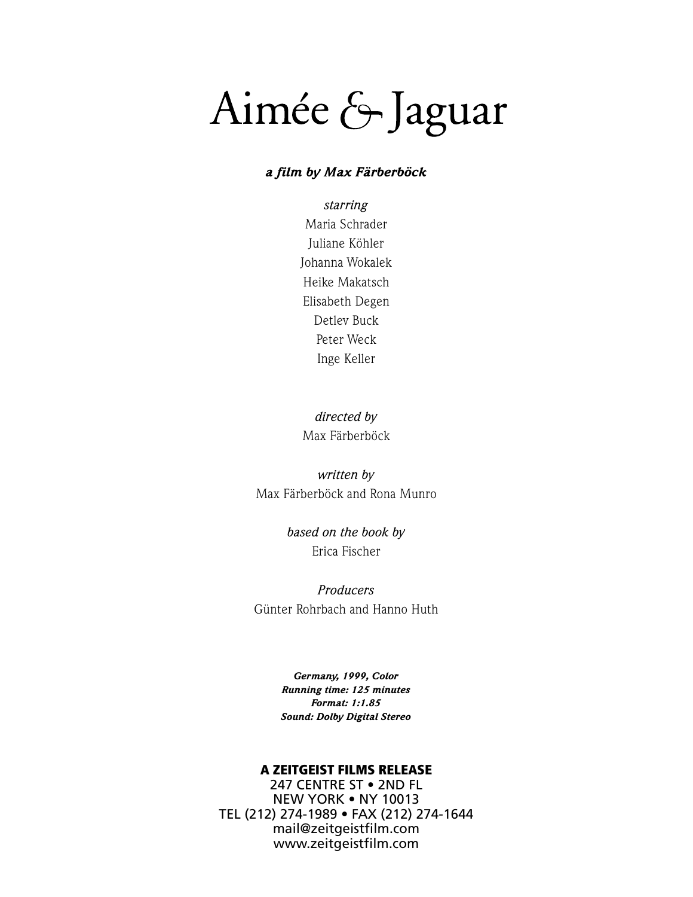# Aimée & Jaguar

***a film by Max Färberböck***

*starring*

Maria Schrader
Juliane Köhler
Johanna Wokalek
Heike Makatsch
Elisabeth Degen
Detlev Buck
Peter Weck
Inge Keller

*directed by*

Max Färberböck

*written by*

Max Färberböck and Rona Munro

*based on the book by*

Erica Fischer

*Producers*

Günter Rohrbach and Hanno Huth

***Germany, 1999, Color***
***Running time: 125 minutes***
***Format: 1:1.85***
***Sound: Dolby Digital Stereo***

**A ZEITGEIST FILMS RELEASE**
247 CENTRE ST • 2ND FL
NEW YORK • NY 10013
TEL (212) 274-1989 • FAX (212) 274-1644
mail@zeitgeistfilm.com
www.zeitgeistfilm.com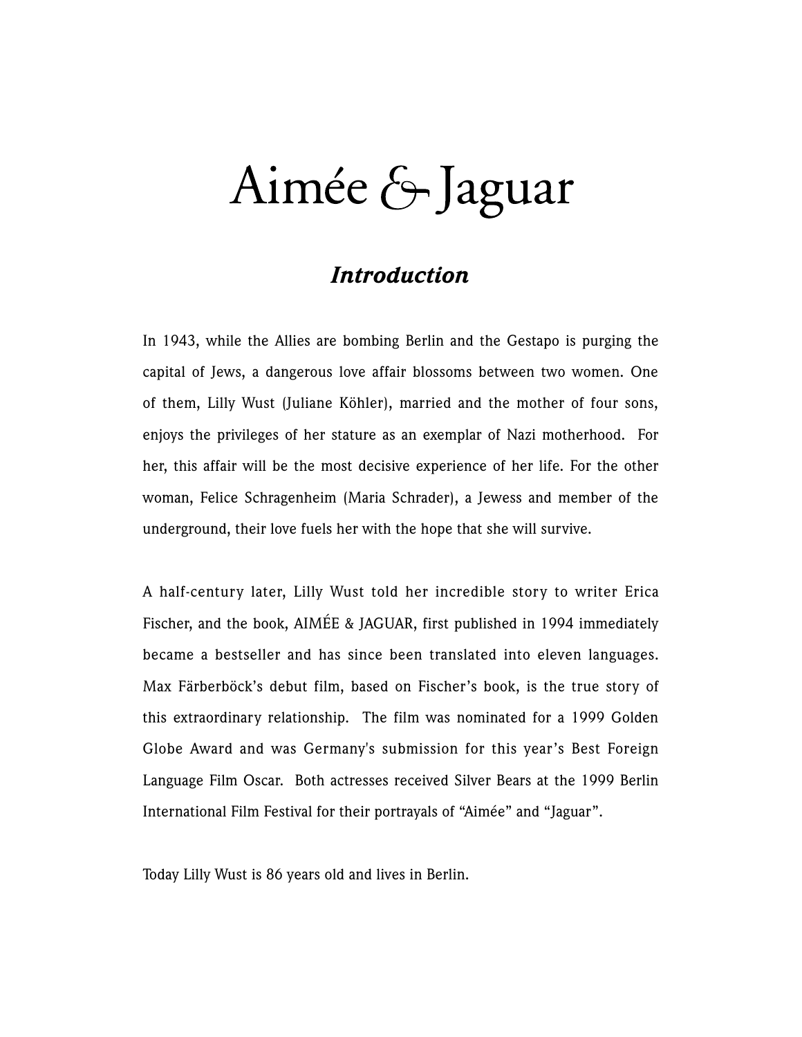# Aimée & Jaguar

## *Introduction*

In 1943, while the Allies are bombing Berlin and the Gestapo is purging the capital of Jews, a dangerous love affair blossoms between two women. One of them, Lilly Wust (Juliane Köhler), married and the mother of four sons, enjoys the privileges of her stature as an exemplar of Nazi motherhood. For her, this affair will be the most decisive experience of her life. For the other woman, Felice Schragenheim (Maria Schrader), a Jewess and member of the underground, their love fuels her with the hope that she will survive.

A half-century later, Lilly Wust told her incredible story to writer Erica Fischer, and the book, AIMÉE & JAGUAR, first published in 1994 immediately became a bestseller and has since been translated into eleven languages. Max Färberböck's debut film, based on Fischer's book, is the true story of this extraordinary relationship. The film was nominated for a 1999 Golden Globe Award and was Germany's submission for this year's Best Foreign Language Film Oscar. Both actresses received Silver Bears at the 1999 Berlin International Film Festival for their portrayals of "Aimée" and "Jaguar".

Today Lilly Wust is 86 years old and lives in Berlin.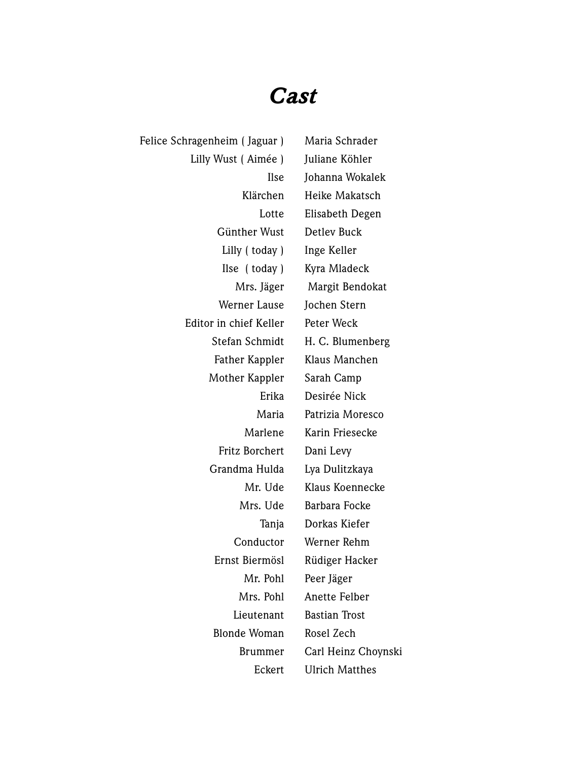# *Cast*

| Role | Actor |
| --- | --- |
| Felice Schragenheim ( Jaguar ) | Maria Schrader |
| Lilly Wust ( Aimée ) | Juliane Köhler |
| Ilse | Johanna Wokalek |
| Klärchen | Heike Makatsch |
| Lotte | Elisabeth Degen |
| Günther Wust | Detlev Buck |
| Lilly ( today ) | Inge Keller |
| Ilse ( today ) | Kyra Mladeck |
| Mrs. Jäger | Margit Bendokat |
| Werner Lause | Jochen Stern |
| Editor in chief Keller | Peter Weck |
| Stefan Schmidt | H. C. Blumenberg |
| Father Kappler | Klaus Manchen |
| Mother Kappler | Sarah Camp |
| Erika | Desirée Nick |
| Maria | Patrizia Moresco |
| Marlene | Karin Friesecke |
| Fritz Borchert | Dani Levy |
| Grandma Hulda | Lya Dulitzkaya |
| Mr. Ude | Klaus Koennecke |
| Mrs. Ude | Barbara Focke |
| Tanja | Dorkas Kiefer |
| Conductor | Werner Rehm |
| Ernst Biermösl | Rüdiger Hacker |
| Mr. Pohl | Peer Jäger |
| Mrs. Pohl | Anette Felber |
| Lieutenant | Bastian Trost |
| Blonde Woman | Rosel Zech |
| Brummer | Carl Heinz Choynski |
| Eckert | Ulrich Matthes |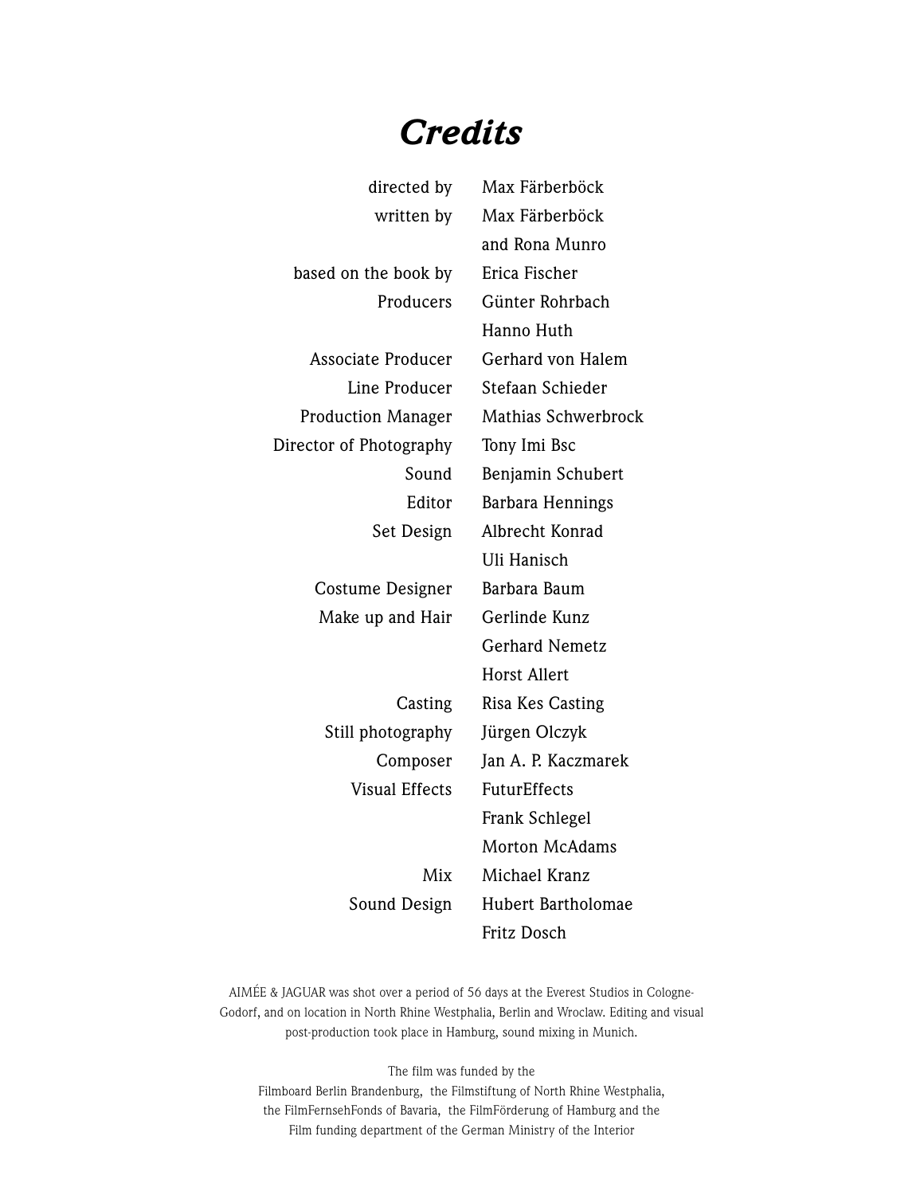# *Credits*

| | |
|---|---|
| directed by | Max Färberböck |
| written by | Max Färberböck |
| | and Rona Munro |
| based on the book by | Erica Fischer |
| Producers | Günter Rohrbach |
| | Hanno Huth |
| Associate Producer | Gerhard von Halem |
| Line Producer | Stefaan Schieder |
| Production Manager | Mathias Schwerbrock |
| Director of Photography | Tony Imi Bsc |
| Sound | Benjamin Schubert |
| Editor | Barbara Hennings |
| Set Design | Albrecht Konrad |
| | Uli Hanisch |
| Costume Designer | Barbara Baum |
| Make up and Hair | Gerlinde Kunz |
| | Gerhard Nemetz |
| | Horst Allert |
| Casting | Risa Kes Casting |
| Still photography | Jürgen Olczyk |
| Composer | Jan A. P. Kaczmarek |
| Visual Effects | FuturEffects |
| | Frank Schlegel |
| | Morton McAdams |
| Mix | Michael Kranz |
| Sound Design | Hubert Bartholomae |
| | Fritz Dosch |

AIMÉE & JAGUAR was shot over a period of 56 days at the Everest Studios in Cologne-Godorf, and on location in North Rhine Westphalia, Berlin and Wroclaw. Editing and visual post-production took place in Hamburg, sound mixing in Munich.

The film was funded by the Filmboard Berlin Brandenburg, the Filmstiftung of North Rhine Westphalia, the FilmFernsehFonds of Bavaria, the FilmFörderung of Hamburg and the Film funding department of the German Ministry of the Interior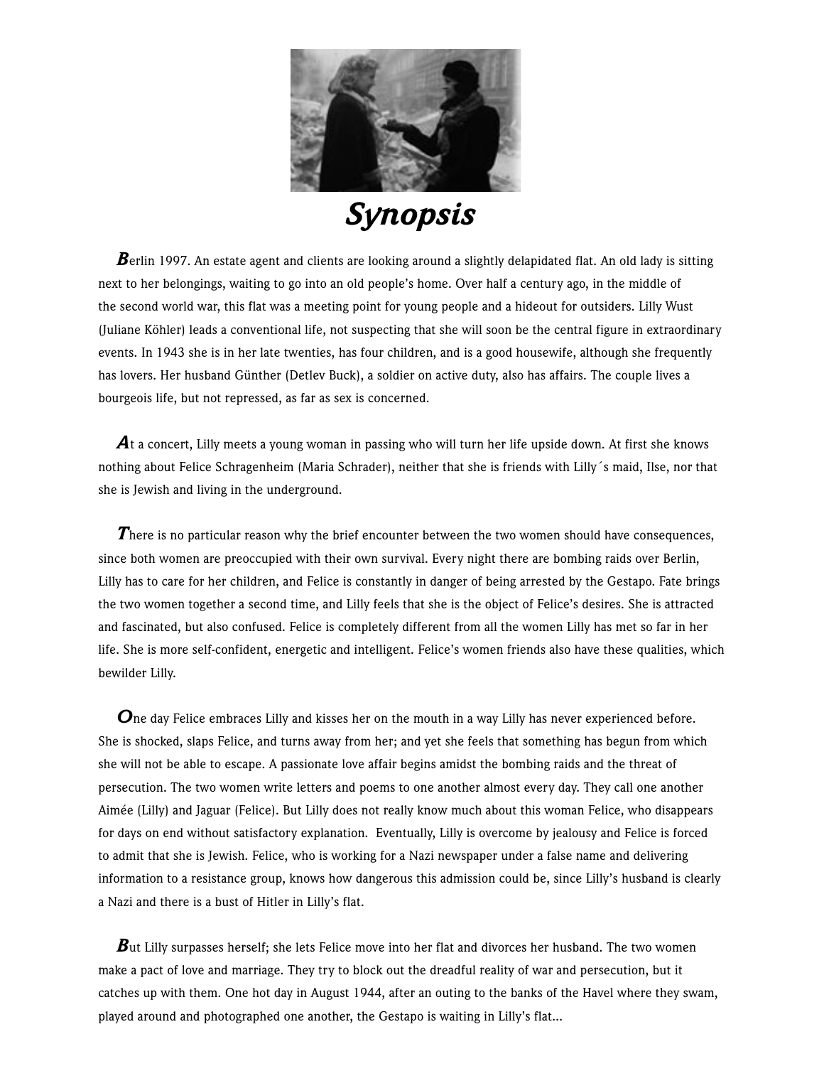# *Synopsis*

Berlin 1997. An estate agent and clients are looking around a slightly delapidated flat. An old lady is sitting next to her belongings, waiting to go into an old people's home. Over half a century ago, in the middle of the second world war, this flat was a meeting point for young people and a hideout for outsiders. Lilly Wust (Juliane Köhler) leads a conventional life, not suspecting that she will soon be the central figure in extraordinary events. In 1943 she is in her late twenties, has four children, and is a good housewife, although she frequently has lovers. Her husband Günther (Detlev Buck), a soldier on active duty, also has affairs. The couple lives a bourgeois life, but not repressed, as far as sex is concerned.

At a concert, Lilly meets a young woman in passing who will turn her life upside down. At first she knows nothing about Felice Schragenheim (Maria Schrader), neither that she is friends with Lilly´s maid, Ilse, nor that she is Jewish and living in the underground.

There is no particular reason why the brief encounter between the two women should have consequences, since both women are preoccupied with their own survival. Every night there are bombing raids over Berlin, Lilly has to care for her children, and Felice is constantly in danger of being arrested by the Gestapo. Fate brings the two women together a second time, and Lilly feels that she is the object of Felice's desires. She is attracted and fascinated, but also confused. Felice is completely different from all the women Lilly has met so far in her life. She is more self-confident, energetic and intelligent. Felice's women friends also have these qualities, which bewilder Lilly.

One day Felice embraces Lilly and kisses her on the mouth in a way Lilly has never experienced before. She is shocked, slaps Felice, and turns away from her; and yet she feels that something has begun from which she will not be able to escape. A passionate love affair begins amidst the bombing raids and the threat of persecution. The two women write letters and poems to one another almost every day. They call one another Aimée (Lilly) and Jaguar (Felice). But Lilly does not really know much about this woman Felice, who disappears for days on end without satisfactory explanation. Eventually, Lilly is overcome by jealousy and Felice is forced to admit that she is Jewish. Felice, who is working for a Nazi newspaper under a false name and delivering information to a resistance group, knows how dangerous this admission could be, since Lilly's husband is clearly a Nazi and there is a bust of Hitler in Lilly's flat.

But Lilly surpasses herself; she lets Felice move into her flat and divorces her husband. The two women make a pact of love and marriage. They try to block out the dreadful reality of war and persecution, but it catches up with them. One hot day in August 1944, after an outing to the banks of the Havel where they swam, played around and photographed one another, the Gestapo is waiting in Lilly's flat...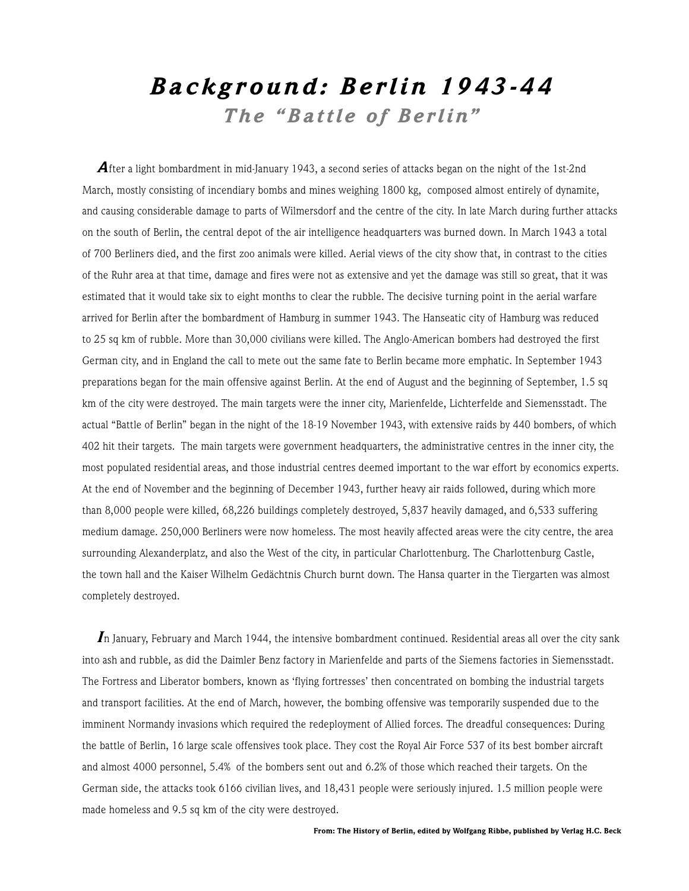# Background: Berlin 1943-44

## The “Battle of Berlin”

**A**fter a light bombardment in mid-January 1943, a second series of attacks began on the night of the 1st-2nd March, mostly consisting of incendiary bombs and mines weighing 1800 kg, composed almost entirely of dynamite, and causing considerable damage to parts of Wilmersdorf and the centre of the city. In late March during further attacks on the south of Berlin, the central depot of the air intelligence headquarters was burned down. In March 1943 a total of 700 Berliners died, and the first zoo animals were killed. Aerial views of the city show that, in contrast to the cities of the Ruhr area at that time, damage and fires were not as extensive and yet the damage was still so great, that it was estimated that it would take six to eight months to clear the rubble. The decisive turning point in the aerial warfare arrived for Berlin after the bombardment of Hamburg in summer 1943. The Hanseatic city of Hamburg was reduced to 25 sq km of rubble. More than 30,000 civilians were killed. The Anglo-American bombers had destroyed the first German city, and in England the call to mete out the same fate to Berlin became more emphatic. In September 1943 preparations began for the main offensive against Berlin. At the end of August and the beginning of September, 1.5 sq km of the city were destroyed. The main targets were the inner city, Marienfelde, Lichterfelde and Siemensstadt. The actual “Battle of Berlin” began in the night of the 18-19 November 1943, with extensive raids by 440 bombers, of which 402 hit their targets. The main targets were government headquarters, the administrative centres in the inner city, the most populated residential areas, and those industrial centres deemed important to the war effort by economics experts. At the end of November and the beginning of December 1943, further heavy air raids followed, during which more than 8,000 people were killed, 68,226 buildings completely destroyed, 5,837 heavily damaged, and 6,533 suffering medium damage. 250,000 Berliners were now homeless. The most heavily affected areas were the city centre, the area surrounding Alexanderplatz, and also the West of the city, in particular Charlottenburg. The Charlottenburg Castle, the town hall and the Kaiser Wilhelm Gedächtnis Church burnt down. The Hansa quarter in the Tiergarten was almost completely destroyed.

**I**n January, February and March 1944, the intensive bombardment continued. Residential areas all over the city sank into ash and rubble, as did the Daimler Benz factory in Marienfelde and parts of the Siemens factories in Siemensstadt. The Fortress and Liberator bombers, known as ‘flying fortresses’ then concentrated on bombing the industrial targets and transport facilities. At the end of March, however, the bombing offensive was temporarily suspended due to the imminent Normandy invasions which required the redeployment of Allied forces. The dreadful consequences: During the battle of Berlin, 16 large scale offensives took place. They cost the Royal Air Force 537 of its best bomber aircraft and almost 4000 personnel, 5.4% of the bombers sent out and 6.2% of those which reached their targets. On the German side, the attacks took 6166 civilian lives, and 18,431 people were seriously injured. 1.5 million people were made homeless and 9.5 sq km of the city were destroyed.

**From: The History of Berlin, edited by Wolfgang Ribbe, published by Verlag H.C. Beck**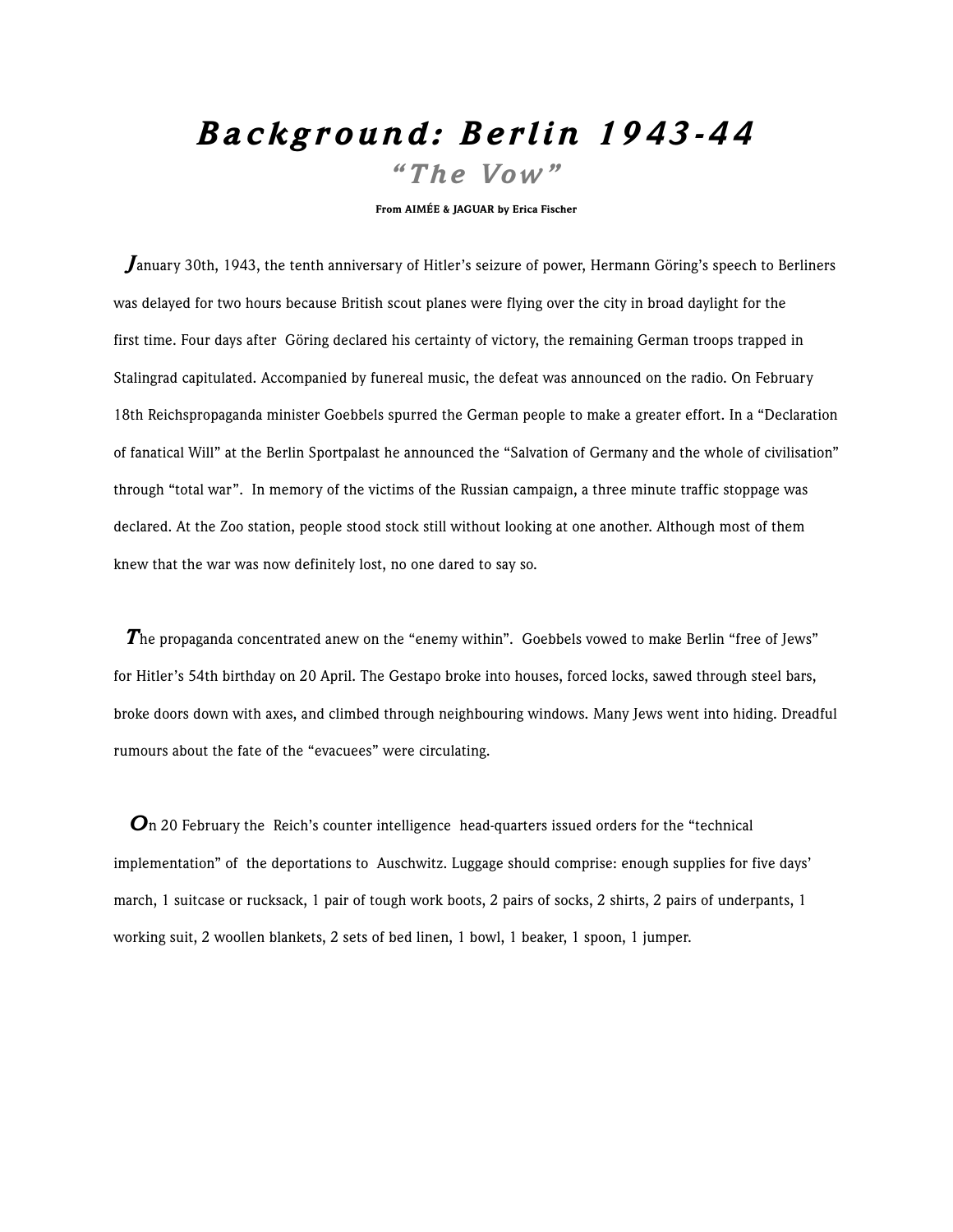# *Background: Berlin 1943-44*

## *"The Vow"*

**From AIMÉE & JAGUAR by Erica Fischer**

January 30th, 1943, the tenth anniversary of Hitler's seizure of power, Hermann Göring's speech to Berliners was delayed for two hours because British scout planes were flying over the city in broad daylight for the first time. Four days after Göring declared his certainty of victory, the remaining German troops trapped in Stalingrad capitulated. Accompanied by funereal music, the defeat was announced on the radio. On February 18th Reichspropaganda minister Goebbels spurred the German people to make a greater effort. In a "Declaration of fanatical Will" at the Berlin Sportpalast he announced the "Salvation of Germany and the whole of civilisation" through "total war". In memory of the victims of the Russian campaign, a three minute traffic stoppage was declared. At the Zoo station, people stood stock still without looking at one another. Although most of them knew that the war was now definitely lost, no one dared to say so.

The propaganda concentrated anew on the "enemy within". Goebbels vowed to make Berlin "free of Jews" for Hitler's 54th birthday on 20 April. The Gestapo broke into houses, forced locks, sawed through steel bars, broke doors down with axes, and climbed through neighbouring windows. Many Jews went into hiding. Dreadful rumours about the fate of the "evacuees" were circulating.

On 20 February the Reich's counter intelligence head-quarters issued orders for the "technical implementation" of the deportations to Auschwitz. Luggage should comprise: enough supplies for five days' march, 1 suitcase or rucksack, 1 pair of tough work boots, 2 pairs of socks, 2 shirts, 2 pairs of underpants, 1 working suit, 2 woollen blankets, 2 sets of bed linen, 1 bowl, 1 beaker, 1 spoon, 1 jumper.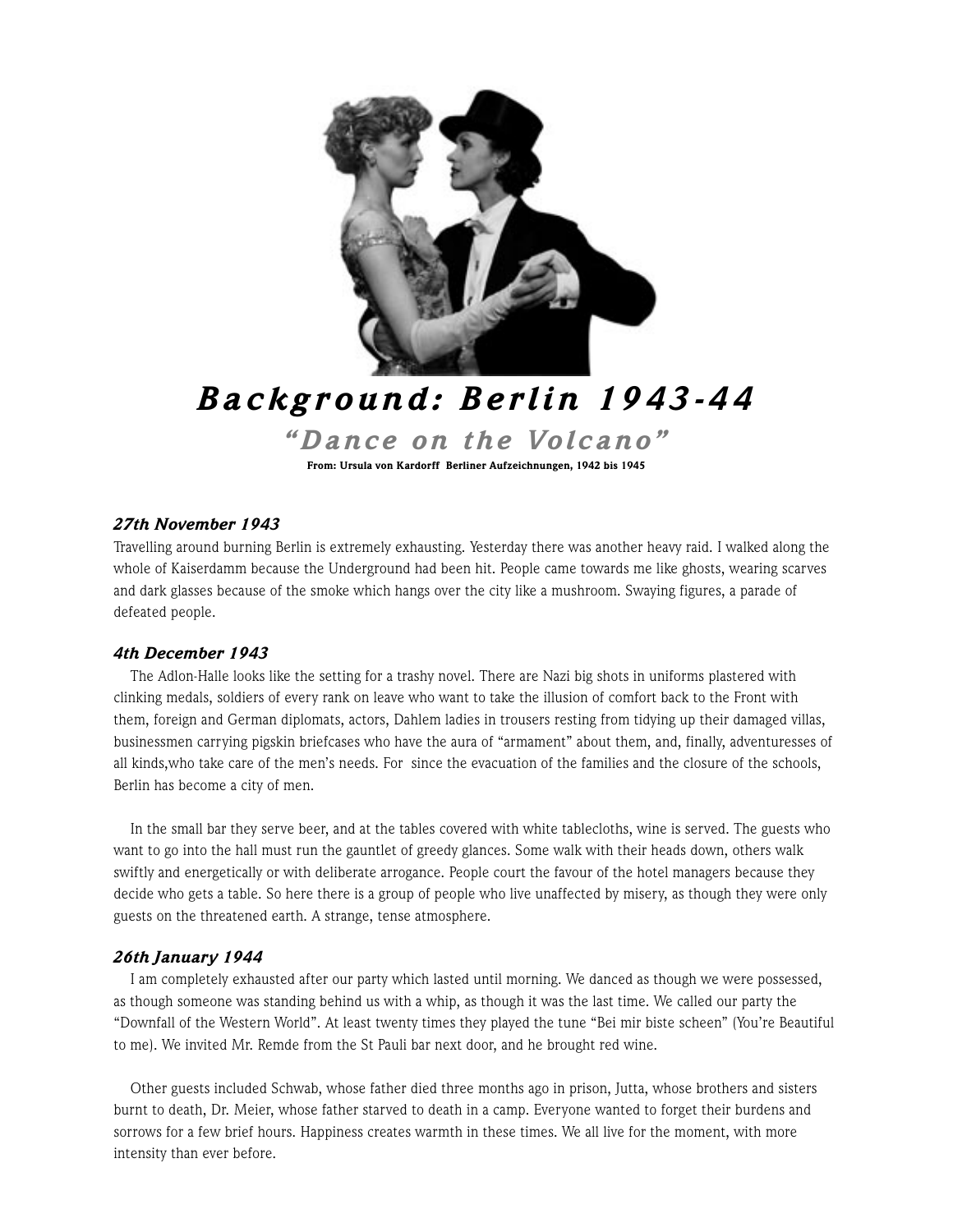# Background: Berlin 1943-44

## "Dance on the Volcano"

**From: Ursula von Kardorff Berliner Aufzeichnungen, 1942 bis 1945**

### *27th November 1943*

Travelling around burning Berlin is extremely exhausting. Yesterday there was another heavy raid. I walked along the whole of Kaiserdamm because the Underground had been hit. People came towards me like ghosts, wearing scarves and dark glasses because of the smoke which hangs over the city like a mushroom. Swaying figures, a parade of defeated people.

### *4th December 1943*

The Adlon-Halle looks like the setting for a trashy novel. There are Nazi big shots in uniforms plastered with clinking medals, soldiers of every rank on leave who want to take the illusion of comfort back to the Front with them, foreign and German diplomats, actors, Dahlem ladies in trousers resting from tidying up their damaged villas, businessmen carrying pigskin briefcases who have the aura of "armament" about them, and, finally, adventuresses of all kinds,who take care of the men's needs. For since the evacuation of the families and the closure of the schools, Berlin has become a city of men.

In the small bar they serve beer, and at the tables covered with white tablecloths, wine is served. The guests who want to go into the hall must run the gauntlet of greedy glances. Some walk with their heads down, others walk swiftly and energetically or with deliberate arrogance. People court the favour of the hotel managers because they decide who gets a table. So here there is a group of people who live unaffected by misery, as though they were only guests on the threatened earth. A strange, tense atmosphere.

### *26th January 1944*

I am completely exhausted after our party which lasted until morning. We danced as though we were possessed, as though someone was standing behind us with a whip, as though it was the last time. We called our party the "Downfall of the Western World". At least twenty times they played the tune "Bei mir biste scheen" (You're Beautiful to me). We invited Mr. Remde from the St Pauli bar next door, and he brought red wine.

Other guests included Schwab, whose father died three months ago in prison, Jutta, whose brothers and sisters burnt to death, Dr. Meier, whose father starved to death in a camp. Everyone wanted to forget their burdens and sorrows for a few brief hours. Happiness creates warmth in these times. We all live for the moment, with more intensity than ever before.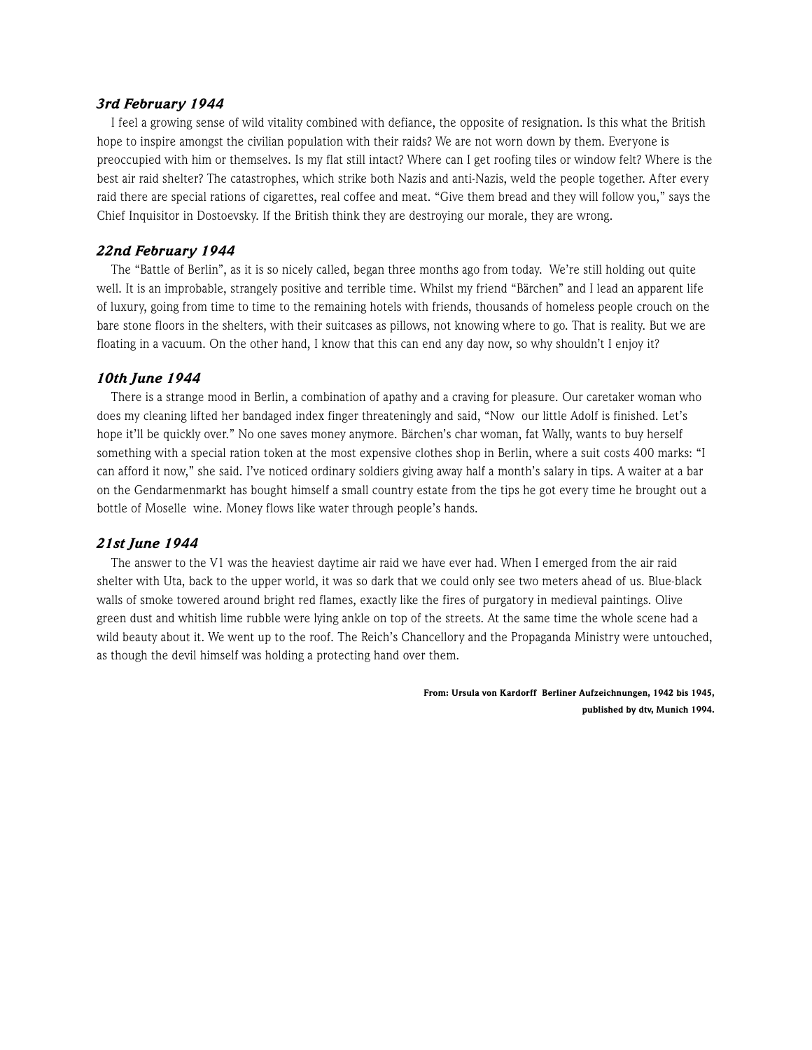***3rd February 1944***

I feel a growing sense of wild vitality combined with defiance, the opposite of resignation. Is this what the British hope to inspire amongst the civilian population with their raids? We are not worn down by them. Everyone is preoccupied with him or themselves. Is my flat still intact? Where can I get roofing tiles or window felt? Where is the best air raid shelter? The catastrophes, which strike both Nazis and anti-Nazis, weld the people together. After every raid there are special rations of cigarettes, real coffee and meat. "Give them bread and they will follow you," says the Chief Inquisitor in Dostoevsky. If the British think they are destroying our morale, they are wrong.

***22nd February 1944***

The "Battle of Berlin", as it is so nicely called, began three months ago from today. We're still holding out quite well. It is an improbable, strangely positive and terrible time. Whilst my friend "Bärchen" and I lead an apparent life of luxury, going from time to time to the remaining hotels with friends, thousands of homeless people crouch on the bare stone floors in the shelters, with their suitcases as pillows, not knowing where to go. That is reality. But we are floating in a vacuum. On the other hand, I know that this can end any day now, so why shouldn't I enjoy it?

***10th June 1944***

There is a strange mood in Berlin, a combination of apathy and a craving for pleasure. Our caretaker woman who does my cleaning lifted her bandaged index finger threateningly and said, "Now our little Adolf is finished. Let's hope it'll be quickly over." No one saves money anymore. Bärchen's char woman, fat Wally, wants to buy herself something with a special ration token at the most expensive clothes shop in Berlin, where a suit costs 400 marks: "I can afford it now," she said. I've noticed ordinary soldiers giving away half a month's salary in tips. A waiter at a bar on the Gendarmenmarkt has bought himself a small country estate from the tips he got every time he brought out a bottle of Moselle wine. Money flows like water through people's hands.

***21st June 1944***

The answer to the V1 was the heaviest daytime air raid we have ever had. When I emerged from the air raid shelter with Uta, back to the upper world, it was so dark that we could only see two meters ahead of us. Blue-black walls of smoke towered around bright red flames, exactly like the fires of purgatory in medieval paintings. Olive green dust and whitish lime rubble were lying ankle on top of the streets. At the same time the whole scene had a wild beauty about it. We went up to the roof. The Reich's Chancellory and the Propaganda Ministry were untouched, as though the devil himself was holding a protecting hand over them.

**From: Ursula von Kardorff Berliner Aufzeichnungen, 1942 bis 1945, published by dtv, Munich 1994.**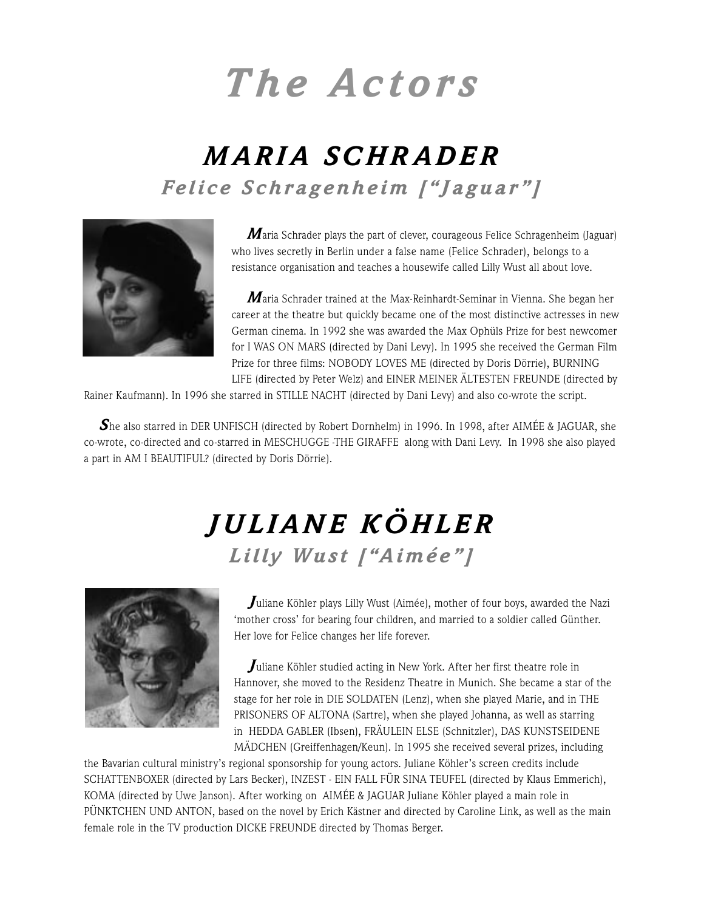# The Actors

## MARIA SCHRADER

### Felice Schragenheim [“Jaguar”]

Maria Schrader plays the part of clever, courageous Felice Schragenheim (Jaguar) who lives secretly in Berlin under a false name (Felice Schrader), belongs to a resistance organisation and teaches a housewife called Lilly Wust all about love.

Maria Schrader trained at the Max-Reinhardt-Seminar in Vienna. She began her career at the theatre but quickly became one of the most distinctive actresses in new German cinema. In 1992 she was awarded the Max Ophüls Prize for best newcomer for I WAS ON MARS (directed by Dani Levy). In 1995 she received the German Film Prize for three films: NOBODY LOVES ME (directed by Doris Dörrie), BURNING LIFE (directed by Peter Welz) and EINER MEINER ÄLTESTEN FREUNDE (directed by Rainer Kaufmann). In 1996 she starred in STILLE NACHT (directed by Dani Levy) and also co-wrote the script.

She also starred in DER UNFISCH (directed by Robert Dornhelm) in 1996. In 1998, after AIMÉE & JAGUAR, she co-wrote, co-directed and co-starred in MESCHUGGE -THE GIRAFFE along with Dani Levy. In 1998 she also played a part in AM I BEAUTIFUL? (directed by Doris Dörrie).

## JULIANE KÖHLER

### Lilly Wust [“Aimée”]

Juliane Köhler plays Lilly Wust (Aimée), mother of four boys, awarded the Nazi ‘mother cross’ for bearing four children, and married to a soldier called Günther. Her love for Felice changes her life forever.

Juliane Köhler studied acting in New York. After her first theatre role in Hannover, she moved to the Residenz Theatre in Munich. She became a star of the stage for her role in DIE SOLDATEN (Lenz), when she played Marie, and in THE PRISONERS OF ALTONA (Sartre), when she played Johanna, as well as starring in HEDDA GABLER (Ibsen), FRÄULEIN ELSE (Schnitzler), DAS KUNSTSEIDENE MÄDCHEN (Greiffenhagen/Keun). In 1995 she received several prizes, including the Bavarian cultural ministry’s regional sponsorship for young actors. Juliane Köhler’s screen credits include SCHATTENBOXER (directed by Lars Becker), INZEST - EIN FALL FÜR SINA TEUFEL (directed by Klaus Emmerich), KOMA (directed by Uwe Janson). After working on AIMÉE & JAGUAR Juliane Köhler played a main role in PÜNKTCHEN UND ANTON, based on the novel by Erich Kästner and directed by Caroline Link, as well as the main female role in the TV production DICKE FREUNDE directed by Thomas Berger.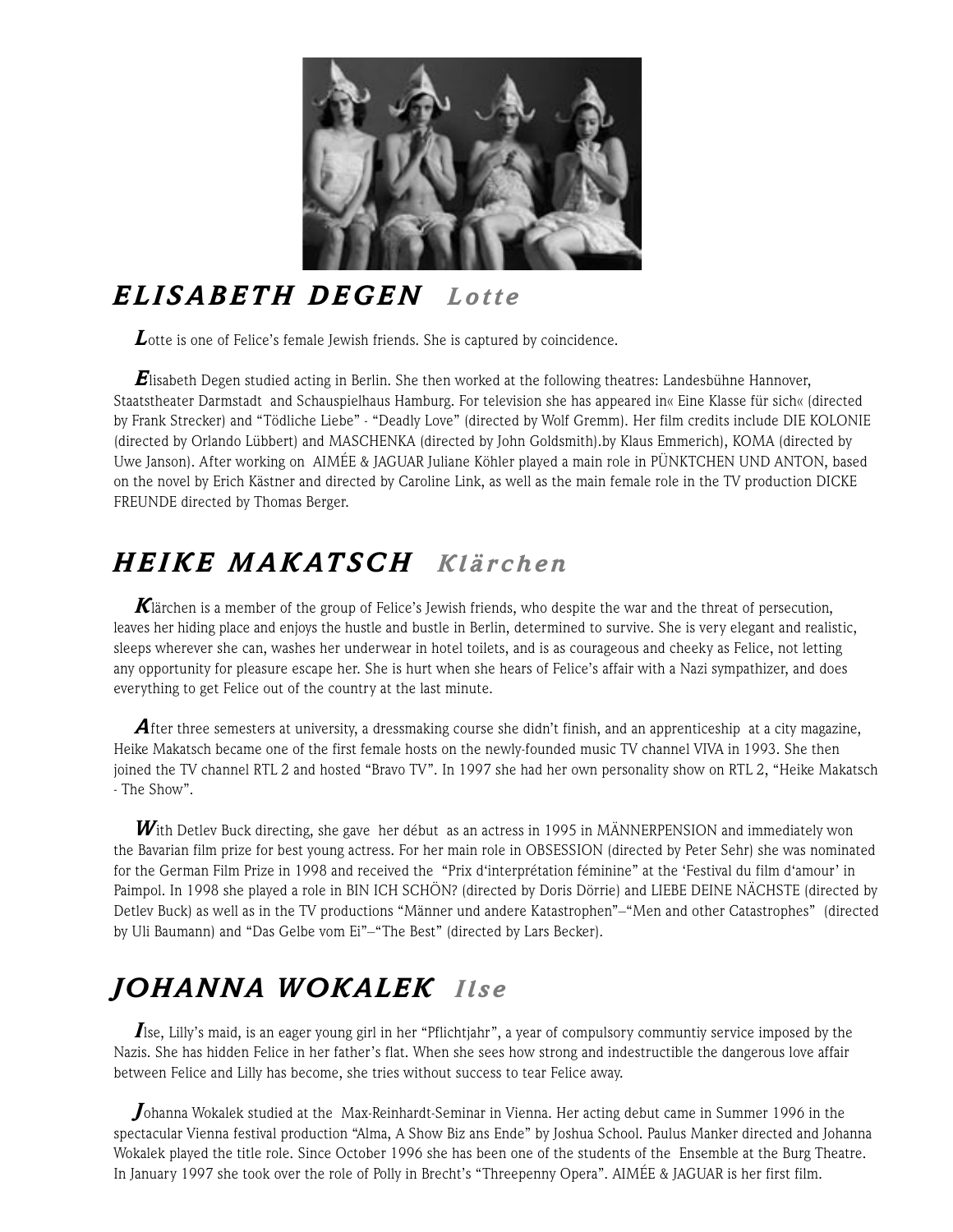## ELISABETH DEGEN *Lotte*

Lotte is one of Felice's female Jewish friends. She is captured by coincidence.

Elisabeth Degen studied acting in Berlin. She then worked at the following theatres: Landesbühne Hannover, Staatstheater Darmstadt and Schauspielhaus Hamburg. For television she has appeared in« Eine Klasse für sich« (directed by Frank Strecker) and "Tödliche Liebe" - "Deadly Love" (directed by Wolf Gremm). Her film credits include DIE KOLONIE (directed by Orlando Lübbert) and MASCHENKA (directed by John Goldsmith).by Klaus Emmerich), KOMA (directed by Uwe Janson). After working on AIMÉE & JAGUAR Juliane Köhler played a main role in PÜNKTCHEN UND ANTON, based on the novel by Erich Kästner and directed by Caroline Link, as well as the main female role in the TV production DICKE FREUNDE directed by Thomas Berger.

## HEIKE MAKATSCH *Klärchen*

Klärchen is a member of the group of Felice's Jewish friends, who despite the war and the threat of persecution, leaves her hiding place and enjoys the hustle and bustle in Berlin, determined to survive. She is very elegant and realistic, sleeps wherever she can, washes her underwear in hotel toilets, and is as courageous and cheeky as Felice, not letting any opportunity for pleasure escape her. She is hurt when she hears of Felice's affair with a Nazi sympathizer, and does everything to get Felice out of the country at the last minute.

After three semesters at university, a dressmaking course she didn't finish, and an apprenticeship at a city magazine, Heike Makatsch became one of the first female hosts on the newly-founded music TV channel VIVA in 1993. She then joined the TV channel RTL 2 and hosted "Bravo TV". In 1997 she had her own personality show on RTL 2, "Heike Makatsch - The Show".

With Detlev Buck directing, she gave her début as an actress in 1995 in MÄNNERPENSION and immediately won the Bavarian film prize for best young actress. For her main role in OBSESSION (directed by Peter Sehr) she was nominated for the German Film Prize in 1998 and received the "Prix d'interprétation féminine" at the 'Festival du film d'amour' in Paimpol. In 1998 she played a role in BIN ICH SCHÖN? (directed by Doris Dörrie) and LIEBE DEINE NÄCHSTE (directed by Detlev Buck) as well as in the TV productions "Männer und andere Katastrophen"–"Men and other Catastrophes" (directed by Uli Baumann) and "Das Gelbe vom Ei"–"The Best" (directed by Lars Becker).

## JOHANNA WOKALEK *Ilse*

Ilse, Lilly's maid, is an eager young girl in her "Pflichtjahr", a year of compulsory communtiy service imposed by the Nazis. She has hidden Felice in her father's flat. When she sees how strong and indestructible the dangerous love affair between Felice and Lilly has become, she tries without success to tear Felice away.

Johanna Wokalek studied at the Max-Reinhardt-Seminar in Vienna. Her acting debut came in Summer 1996 in the spectacular Vienna festival production "Alma, A Show Biz ans Ende" by Joshua School. Paulus Manker directed and Johanna Wokalek played the title role. Since October 1996 she has been one of the students of the Ensemble at the Burg Theatre. In January 1997 she took over the role of Polly in Brecht's "Threepenny Opera". AIMÉE & JAGUAR is her first film.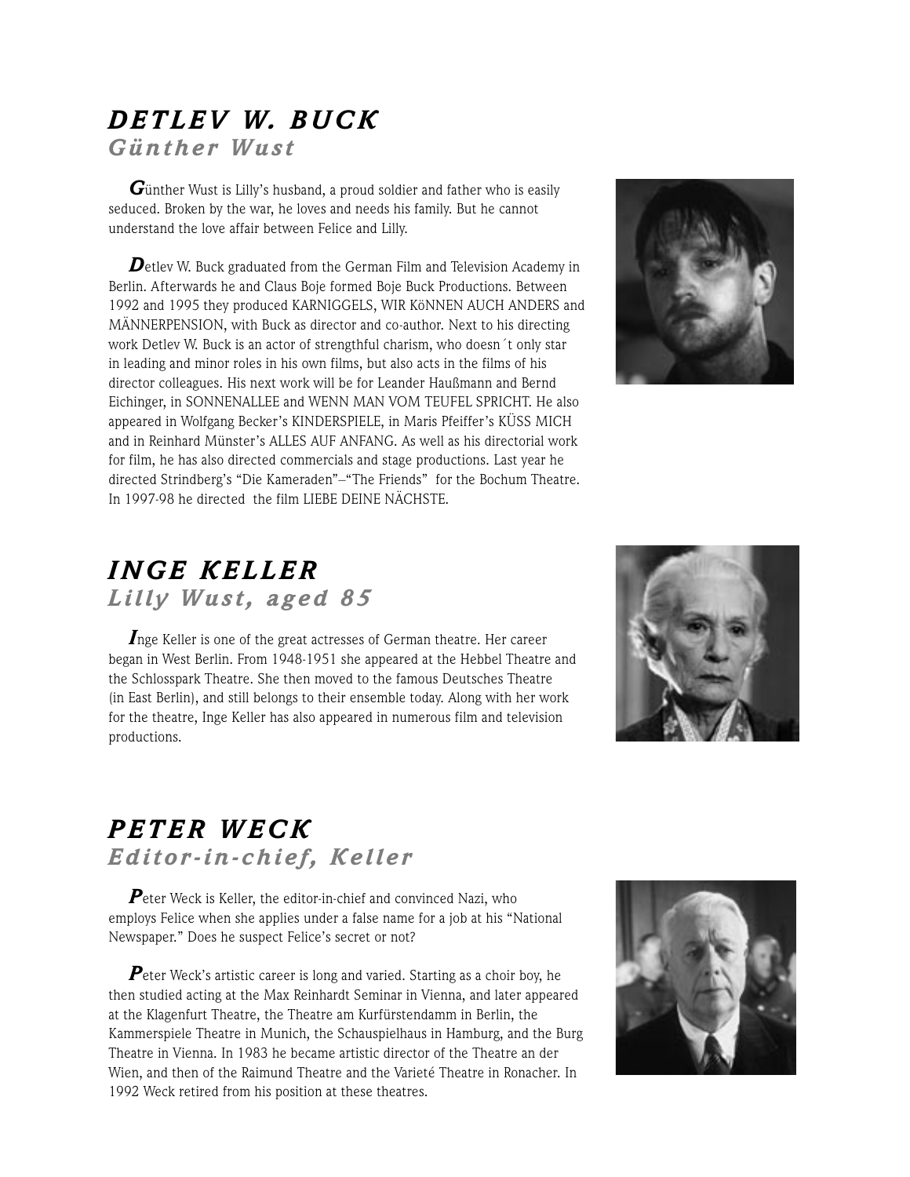## DETLEV W. BUCK

### *Günther Wust*

**G**ünther Wust is Lilly's husband, a proud soldier and father who is easily seduced. Broken by the war, he loves and needs his family. But he cannot understand the love affair between Felice and Lilly.

**D**etlev W. Buck graduated from the German Film and Television Academy in Berlin. Afterwards he and Claus Boje formed Boje Buck Productions. Between 1992 and 1995 they produced KARNIGGELS, WIR KöNNEN AUCH ANDERS and MÄNNERPENSION, with Buck as director and co-author. Next to his directing work Detlev W. Buck is an actor of strengthful charism, who doesn´t only star in leading and minor roles in his own films, but also acts in the films of his director colleagues. His next work will be for Leander Haußmann and Bernd Eichinger, in SONNENALLEE and WENN MAN VOM TEUFEL SPRICHT. He also appeared in Wolfgang Becker's KINDERSPIELE, in Maris Pfeiffer's KÜSS MICH and in Reinhard Münster's ALLES AUF ANFANG. As well as his directorial work for film, he has also directed commercials and stage productions. Last year he directed Strindberg's "Die Kameraden"–"The Friends" for the Bochum Theatre. In 1997-98 he directed the film LIEBE DEINE NÄCHSTE.

## INGE KELLER

### *Lilly Wust, aged 85*

**I**nge Keller is one of the great actresses of German theatre. Her career began in West Berlin. From 1948-1951 she appeared at the Hebbel Theatre and the Schlosspark Theatre. She then moved to the famous Deutsches Theatre (in East Berlin), and still belongs to their ensemble today. Along with her work for the theatre, Inge Keller has also appeared in numerous film and television productions.

## PETER WECK

### *Editor-in-chief, Keller*

**P**eter Weck is Keller, the editor-in-chief and convinced Nazi, who employs Felice when she applies under a false name for a job at his "National Newspaper." Does he suspect Felice's secret or not?

**P**eter Weck's artistic career is long and varied. Starting as a choir boy, he then studied acting at the Max Reinhardt Seminar in Vienna, and later appeared at the Klagenfurt Theatre, the Theatre am Kurfürstendamm in Berlin, the Kammerspiele Theatre in Munich, the Schauspielhaus in Hamburg, and the Burg Theatre in Vienna. In 1983 he became artistic director of the Theatre an der Wien, and then of the Raimund Theatre and the Varieté Theatre in Ronacher. In 1992 Weck retired from his position at these theatres.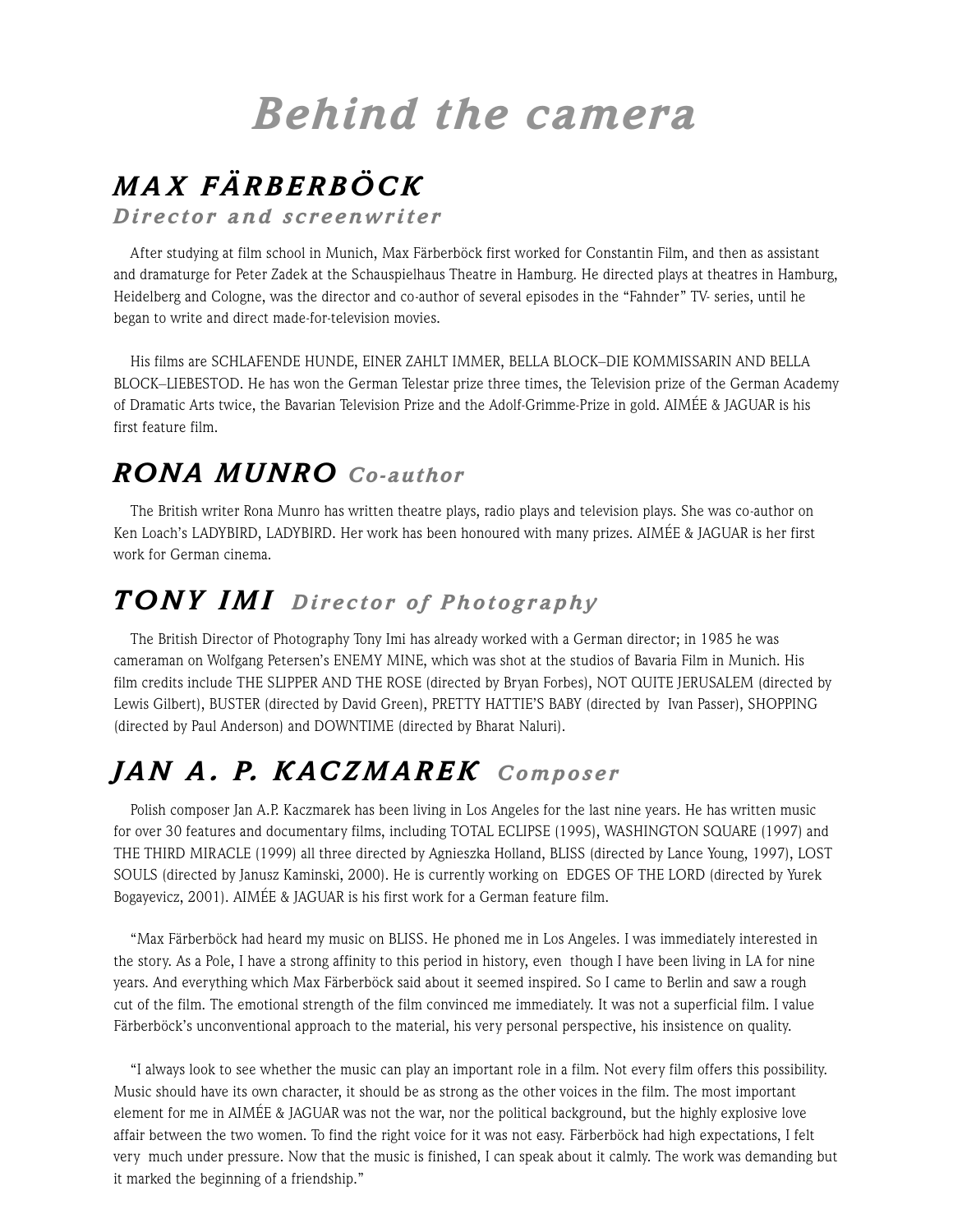# Behind the camera

## MAX FÄRBERBÖCK

### Director and screenwriter

After studying at film school in Munich, Max Färberböck first worked for Constantin Film, and then as assistant and dramaturge for Peter Zadek at the Schauspielhaus Theatre in Hamburg. He directed plays at theatres in Hamburg, Heidelberg and Cologne, was the director and co-author of several episodes in the "Fahnder" TV- series, until he began to write and direct made-for-television movies.

His films are SCHLAFENDE HUNDE, EINER ZAHLT IMMER, BELLA BLOCK–DIE KOMMISSARIN AND BELLA BLOCK–LIEBESTOD. He has won the German Telestar prize three times, the Television prize of the German Academy of Dramatic Arts twice, the Bavarian Television Prize and the Adolf-Grimme-Prize in gold. AIMÉE & JAGUAR is his first feature film.

## RONA MUNRO *Co-author*

The British writer Rona Munro has written theatre plays, radio plays and television plays. She was co-author on Ken Loach's LADYBIRD, LADYBIRD. Her work has been honoured with many prizes. AIMÉE & JAGUAR is her first work for German cinema.

## TONY IMI *Director of Photography*

The British Director of Photography Tony Imi has already worked with a German director; in 1985 he was cameraman on Wolfgang Petersen's ENEMY MINE, which was shot at the studios of Bavaria Film in Munich. His film credits include THE SLIPPER AND THE ROSE (directed by Bryan Forbes), NOT QUITE JERUSALEM (directed by Lewis Gilbert), BUSTER (directed by David Green), PRETTY HATTIE'S BABY (directed by Ivan Passer), SHOPPING (directed by Paul Anderson) and DOWNTIME (directed by Bharat Naluri).

## JAN A. P. KACZMAREK *Composer*

Polish composer Jan A.P. Kaczmarek has been living in Los Angeles for the last nine years. He has written music for over 30 features and documentary films, including TOTAL ECLIPSE (1995), WASHINGTON SQUARE (1997) and THE THIRD MIRACLE (1999) all three directed by Agnieszka Holland, BLISS (directed by Lance Young, 1997), LOST SOULS (directed by Janusz Kaminski, 2000). He is currently working on EDGES OF THE LORD (directed by Yurek Bogayevicz, 2001). AIMÉE & JAGUAR is his first work for a German feature film.

"Max Färberböck had heard my music on BLISS. He phoned me in Los Angeles. I was immediately interested in the story. As a Pole, I have a strong affinity to this period in history, even though I have been living in LA for nine years. And everything which Max Färberböck said about it seemed inspired. So I came to Berlin and saw a rough cut of the film. The emotional strength of the film convinced me immediately. It was not a superficial film. I value Färberböck's unconventional approach to the material, his very personal perspective, his insistence on quality.

"I always look to see whether the music can play an important role in a film. Not every film offers this possibility. Music should have its own character, it should be as strong as the other voices in the film. The most important element for me in AIMÉE & JAGUAR was not the war, nor the political background, but the highly explosive love affair between the two women. To find the right voice for it was not easy. Färberböck had high expectations, I felt very much under pressure. Now that the music is finished, I can speak about it calmly. The work was demanding but it marked the beginning of a friendship."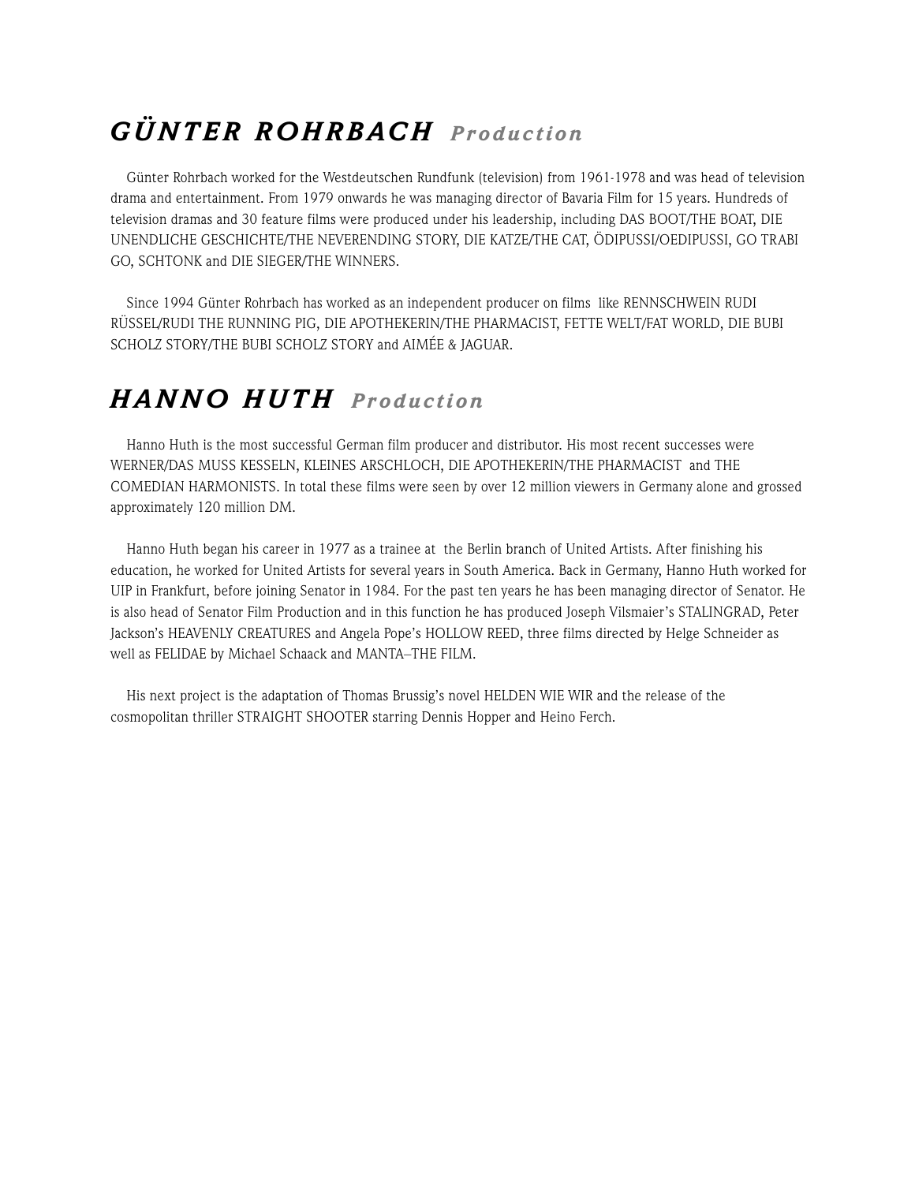## GÜNTER ROHRBACH *Production*

Günter Rohrbach worked for the Westdeutschen Rundfunk (television) from 1961-1978 and was head of television drama and entertainment. From 1979 onwards he was managing director of Bavaria Film for 15 years. Hundreds of television dramas and 30 feature films were produced under his leadership, including DAS BOOT/THE BOAT, DIE UNENDLICHE GESCHICHTE/THE NEVERENDING STORY, DIE KATZE/THE CAT, ÖDIPUSSI/OEDIPUSSI, GO TRABI GO, SCHTONK and DIE SIEGER/THE WINNERS.

Since 1994 Günter Rohrbach has worked as an independent producer on films like RENNSCHWEIN RUDI RÜSSEL/RUDI THE RUNNING PIG, DIE APOTHEKERIN/THE PHARMACIST, FETTE WELT/FAT WORLD, DIE BUBI SCHOLZ STORY/THE BUBI SCHOLZ STORY and AIMÉE & JAGUAR.

## HANNO HUTH *Production*

Hanno Huth is the most successful German film producer and distributor. His most recent successes were WERNER/DAS MUSS KESSELN, KLEINES ARSCHLOCH, DIE APOTHEKERIN/THE PHARMACIST and THE COMEDIAN HARMONISTS. In total these films were seen by over 12 million viewers in Germany alone and grossed approximately 120 million DM.

Hanno Huth began his career in 1977 as a trainee at the Berlin branch of United Artists. After finishing his education, he worked for United Artists for several years in South America. Back in Germany, Hanno Huth worked for UIP in Frankfurt, before joining Senator in 1984. For the past ten years he has been managing director of Senator. He is also head of Senator Film Production and in this function he has produced Joseph Vilsmaier's STALINGRAD, Peter Jackson's HEAVENLY CREATURES and Angela Pope's HOLLOW REED, three films directed by Helge Schneider as well as FELIDAE by Michael Schaack and MANTA–THE FILM.

His next project is the adaptation of Thomas Brussig's novel HELDEN WIE WIR and the release of the cosmopolitan thriller STRAIGHT SHOOTER starring Dennis Hopper and Heino Ferch.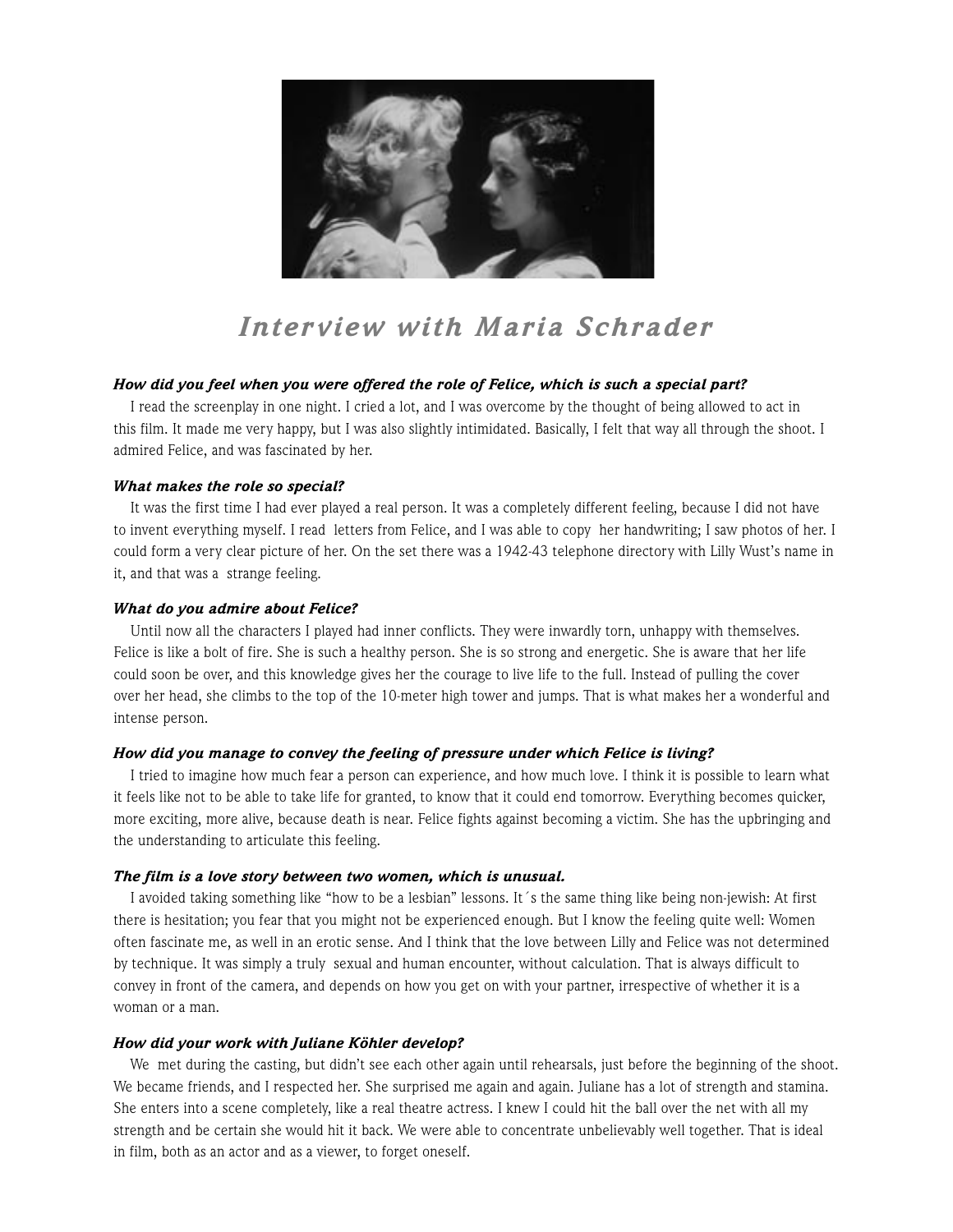# Interview with Maria Schrader

***How did you feel when you were offered the role of Felice, which is such a special part?***

I read the screenplay in one night. I cried a lot, and I was overcome by the thought of being allowed to act in this film. It made me very happy, but I was also slightly intimidated. Basically, I felt that way all through the shoot. I admired Felice, and was fascinated by her.

***What makes the role so special?***

It was the first time I had ever played a real person. It was a completely different feeling, because I did not have to invent everything myself. I read letters from Felice, and I was able to copy her handwriting; I saw photos of her. I could form a very clear picture of her. On the set there was a 1942-43 telephone directory with Lilly Wust's name in it, and that was a strange feeling.

***What do you admire about Felice?***

Until now all the characters I played had inner conflicts. They were inwardly torn, unhappy with themselves. Felice is like a bolt of fire. She is such a healthy person. She is so strong and energetic. She is aware that her life could soon be over, and this knowledge gives her the courage to live life to the full. Instead of pulling the cover over her head, she climbs to the top of the 10-meter high tower and jumps. That is what makes her a wonderful and intense person.

***How did you manage to convey the feeling of pressure under which Felice is living?***

I tried to imagine how much fear a person can experience, and how much love. I think it is possible to learn what it feels like not to be able to take life for granted, to know that it could end tomorrow. Everything becomes quicker, more exciting, more alive, because death is near. Felice fights against becoming a victim. She has the upbringing and the understanding to articulate this feeling.

***The film is a love story between two women, which is unusual.***

I avoided taking something like "how to be a lesbian" lessons. It´s the same thing like being non-jewish: At first there is hesitation; you fear that you might not be experienced enough. But I know the feeling quite well: Women often fascinate me, as well in an erotic sense. And I think that the love between Lilly and Felice was not determined by technique. It was simply a truly sexual and human encounter, without calculation. That is always difficult to convey in front of the camera, and depends on how you get on with your partner, irrespective of whether it is a woman or a man.

***How did your work with Juliane Köhler develop?***

We met during the casting, but didn't see each other again until rehearsals, just before the beginning of the shoot. We became friends, and I respected her. She surprised me again and again. Juliane has a lot of strength and stamina. She enters into a scene completely, like a real theatre actress. I knew I could hit the ball over the net with all my strength and be certain she would hit it back. We were able to concentrate unbelievably well together. That is ideal in film, both as an actor and as a viewer, to forget oneself.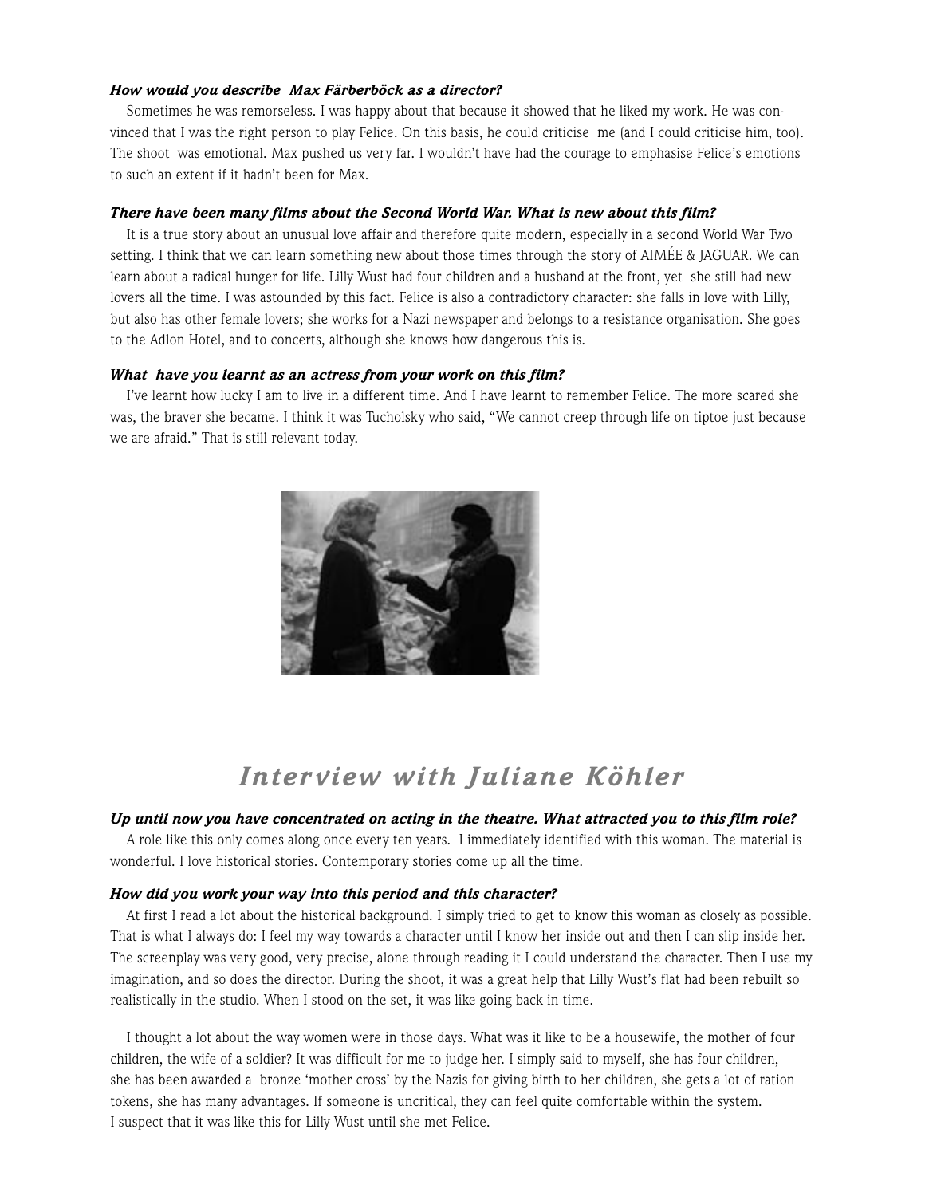***How would you describe Max Färberböck as a director?***

Sometimes he was remorseless. I was happy about that because it showed that he liked my work. He was convinced that I was the right person to play Felice. On this basis, he could criticise me (and I could criticise him, too). The shoot was emotional. Max pushed us very far. I wouldn't have had the courage to emphasise Felice's emotions to such an extent if it hadn't been for Max.

***There have been many films about the Second World War. What is new about this film?***

It is a true story about an unusual love affair and therefore quite modern, especially in a second World War Two setting. I think that we can learn something new about those times through the story of AIMÉE & JAGUAR. We can learn about a radical hunger for life. Lilly Wust had four children and a husband at the front, yet she still had new lovers all the time. I was astounded by this fact. Felice is also a contradictory character: she falls in love with Lilly, but also has other female lovers; she works for a Nazi newspaper and belongs to a resistance organisation. She goes to the Adlon Hotel, and to concerts, although she knows how dangerous this is.

***What have you learnt as an actress from your work on this film?***

I've learnt how lucky I am to live in a different time. And I have learnt to remember Felice. The more scared she was, the braver she became. I think it was Tucholsky who said, "We cannot creep through life on tiptoe just because we are afraid." That is still relevant today.

## *Interview with Juliane Köhler*

***Up until now you have concentrated on acting in the theatre. What attracted you to this film role?***

A role like this only comes along once every ten years. I immediately identified with this woman. The material is wonderful. I love historical stories. Contemporary stories come up all the time.

***How did you work your way into this period and this character?***

At first I read a lot about the historical background. I simply tried to get to know this woman as closely as possible. That is what I always do: I feel my way towards a character until I know her inside out and then I can slip inside her. The screenplay was very good, very precise, alone through reading it I could understand the character. Then I use my imagination, and so does the director. During the shoot, it was a great help that Lilly Wust's flat had been rebuilt so realistically in the studio. When I stood on the set, it was like going back in time.

I thought a lot about the way women were in those days. What was it like to be a housewife, the mother of four children, the wife of a soldier? It was difficult for me to judge her. I simply said to myself, she has four children, she has been awarded a bronze 'mother cross' by the Nazis for giving birth to her children, she gets a lot of ration tokens, she has many advantages. If someone is uncritical, they can feel quite comfortable within the system. I suspect that it was like this for Lilly Wust until she met Felice.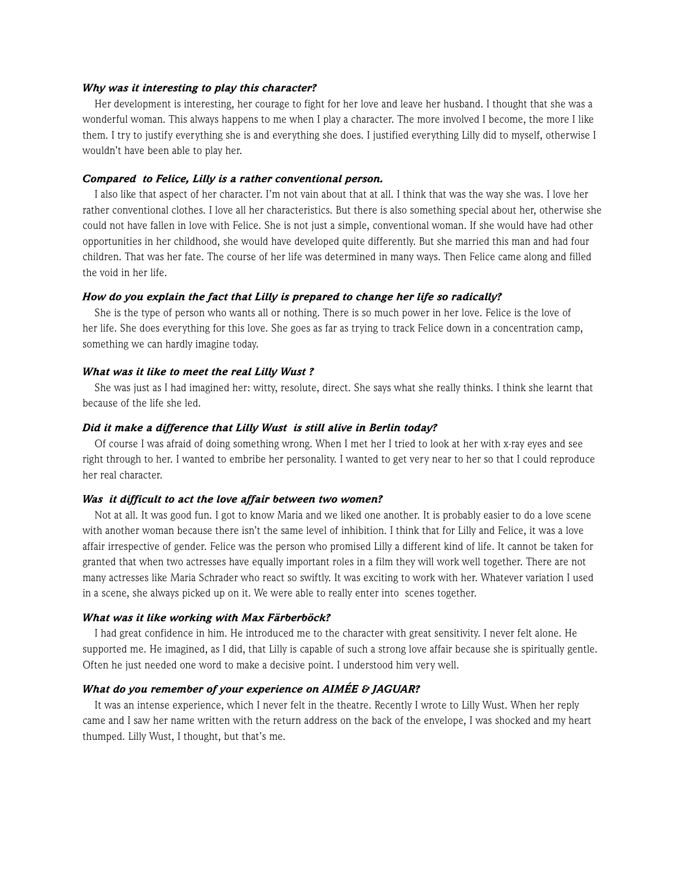***Why was it interesting to play this character?***

Her development is interesting, her courage to fight for her love and leave her husband. I thought that she was a wonderful woman. This always happens to me when I play a character. The more involved I become, the more I like them. I try to justify everything she is and everything she does. I justified everything Lilly did to myself, otherwise I wouldn't have been able to play her.

***Compared to Felice, Lilly is a rather conventional person.***

I also like that aspect of her character. I'm not vain about that at all. I think that was the way she was. I love her rather conventional clothes. I love all her characteristics. But there is also something special about her, otherwise she could not have fallen in love with Felice. She is not just a simple, conventional woman. If she would have had other opportunities in her childhood, she would have developed quite differently. But she married this man and had four children. That was her fate. The course of her life was determined in many ways. Then Felice came along and filled the void in her life.

***How do you explain the fact that Lilly is prepared to change her life so radically?***

She is the type of person who wants all or nothing. There is so much power in her love. Felice is the love of her life. She does everything for this love. She goes as far as trying to track Felice down in a concentration camp, something we can hardly imagine today.

***What was it like to meet the real Lilly Wust ?***

She was just as I had imagined her: witty, resolute, direct. She says what she really thinks. I think she learnt that because of the life she led.

***Did it make a difference that Lilly Wust is still alive in Berlin today?***

Of course I was afraid of doing something wrong. When I met her I tried to look at her with x-ray eyes and see right through to her. I wanted to embribe her personality. I wanted to get very near to her so that I could reproduce her real character.

***Was it difficult to act the love affair between two women?***

Not at all. It was good fun. I got to know Maria and we liked one another. It is probably easier to do a love scene with another woman because there isn't the same level of inhibition. I think that for Lilly and Felice, it was a love affair irrespective of gender. Felice was the person who promised Lilly a different kind of life. It cannot be taken for granted that when two actresses have equally important roles in a film they will work well together. There are not many actresses like Maria Schrader who react so swiftly. It was exciting to work with her. Whatever variation I used in a scene, she always picked up on it. We were able to really enter into scenes together.

***What was it like working with Max Färberböck?***

I had great confidence in him. He introduced me to the character with great sensitivity. I never felt alone. He supported me. He imagined, as I did, that Lilly is capable of such a strong love affair because she is spiritually gentle. Often he just needed one word to make a decisive point. I understood him very well.

***What do you remember of your experience on AIMÉE & JAGUAR?***

It was an intense experience, which I never felt in the theatre. Recently I wrote to Lilly Wust. When her reply came and I saw her name written with the return address on the back of the envelope, I was shocked and my heart thumped. Lilly Wust, I thought, but that's me.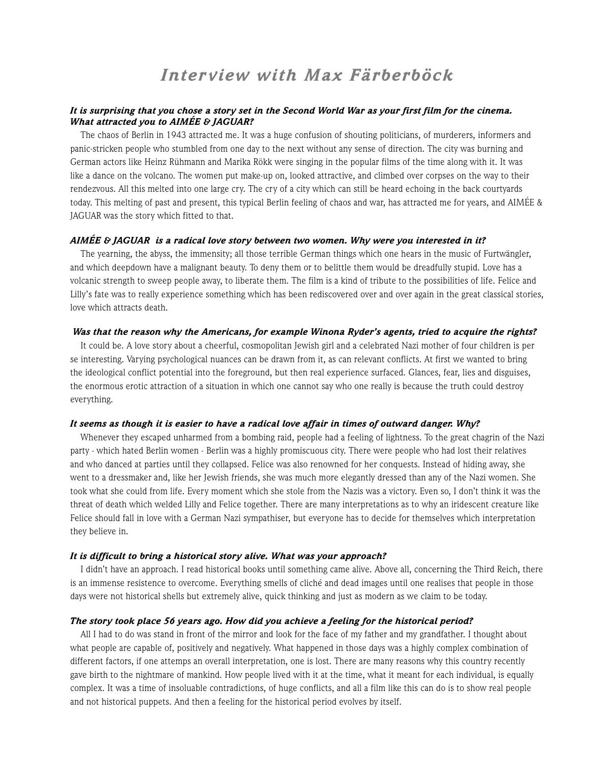# Interview with Max Färberböck

***It is surprising that you chose a story set in the Second World War as your first film for the cinema. What attracted you to AIMÉE & JAGUAR?***

The chaos of Berlin in 1943 attracted me. It was a huge confusion of shouting politicians, of murderers, informers and panic-stricken people who stumbled from one day to the next without any sense of direction. The city was burning and German actors like Heinz Rühmann and Marika Rökk were singing in the popular films of the time along with it. It was like a dance on the volcano. The women put make-up on, looked attractive, and climbed over corpses on the way to their rendezvous. All this melted into one large cry. The cry of a city which can still be heard echoing in the back courtyards today. This melting of past and present, this typical Berlin feeling of chaos and war, has attracted me for years, and AIMÉE & JAGUAR was the story which fitted to that.

***AIMÉE & JAGUAR is a radical love story between two women. Why were you interested in it?***

The yearning, the abyss, the immensity; all those terrible German things which one hears in the music of Furtwängler, and which deepdown have a malignant beauty. To deny them or to belittle them would be dreadfully stupid. Love has a volcanic strength to sweep people away, to liberate them. The film is a kind of tribute to the possibilities of life. Felice and Lilly's fate was to really experience something which has been rediscovered over and over again in the great classical stories, love which attracts death.

***Was that the reason why the Americans, for example Winona Ryder's agents, tried to acquire the rights?***

It could be. A love story about a cheerful, cosmopolitan Jewish girl and a celebrated Nazi mother of four children is per se interesting. Varying psychological nuances can be drawn from it, as can relevant conflicts. At first we wanted to bring the ideological conflict potential into the foreground, but then real experience surfaced. Glances, fear, lies and disguises, the enormous erotic attraction of a situation in which one cannot say who one really is because the truth could destroy everything.

***It seems as though it is easier to have a radical love affair in times of outward danger. Why?***

Whenever they escaped unharmed from a bombing raid, people had a feeling of lightness. To the great chagrin of the Nazi party - which hated Berlin women - Berlin was a highly promiscuous city. There were people who had lost their relatives and who danced at parties until they collapsed. Felice was also renowned for her conquests. Instead of hiding away, she went to a dressmaker and, like her Jewish friends, she was much more elegantly dressed than any of the Nazi women. She took what she could from life. Every moment which she stole from the Nazis was a victory. Even so, I don't think it was the threat of death which welded Lilly and Felice together. There are many interpretations as to why an iridescent creature like Felice should fall in love with a German Nazi sympathiser, but everyone has to decide for themselves which interpretation they believe in.

***It is difficult to bring a historical story alive. What was your approach?***

I didn't have an approach. I read historical books until something came alive. Above all, concerning the Third Reich, there is an immense resistence to overcome. Everything smells of cliché and dead images until one realises that people in those days were not historical shells but extremely alive, quick thinking and just as modern as we claim to be today.

***The story took place 56 years ago. How did you achieve a feeling for the historical period?***

All I had to do was stand in front of the mirror and look for the face of my father and my grandfather. I thought about what people are capable of, positively and negatively. What happened in those days was a highly complex combination of different factors, if one attemps an overall interpretation, one is lost. There are many reasons why this country recently gave birth to the nightmare of mankind. How people lived with it at the time, what it meant for each individual, is equally complex. It was a time of insoluable contradictions, of huge conflicts, and all a film like this can do is to show real people and not historical puppets. And then a feeling for the historical period evolves by itself.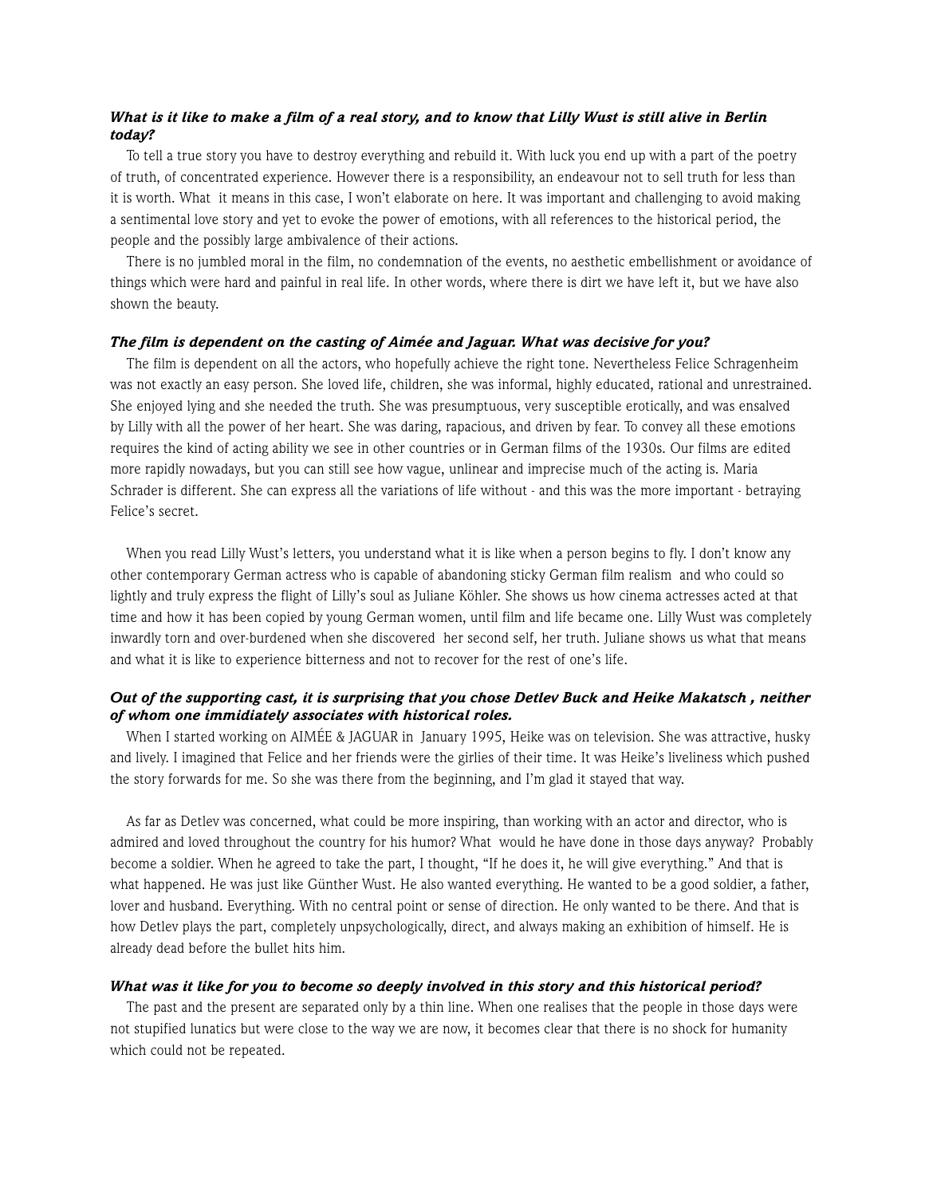***What is it like to make a film of a real story, and to know that Lilly Wust is still alive in Berlin today?***

To tell a true story you have to destroy everything and rebuild it. With luck you end up with a part of the poetry of truth, of concentrated experience. However there is a responsibility, an endeavour not to sell truth for less than it is worth. What it means in this case, I won't elaborate on here. It was important and challenging to avoid making a sentimental love story and yet to evoke the power of emotions, with all references to the historical period, the people and the possibly large ambivalence of their actions.

There is no jumbled moral in the film, no condemnation of the events, no aesthetic embellishment or avoidance of things which were hard and painful in real life. In other words, where there is dirt we have left it, but we have also shown the beauty.

***The film is dependent on the casting of Aimée and Jaguar. What was decisive for you?***

The film is dependent on all the actors, who hopefully achieve the right tone. Nevertheless Felice Schragenheim was not exactly an easy person. She loved life, children, she was informal, highly educated, rational and unrestrained. She enjoyed lying and she needed the truth. She was presumptuous, very susceptible erotically, and was ensalved by Lilly with all the power of her heart. She was daring, rapacious, and driven by fear. To convey all these emotions requires the kind of acting ability we see in other countries or in German films of the 1930s. Our films are edited more rapidly nowadays, but you can still see how vague, unlinear and imprecise much of the acting is. Maria Schrader is different. She can express all the variations of life without - and this was the more important - betraying Felice's secret.

When you read Lilly Wust's letters, you understand what it is like when a person begins to fly. I don't know any other contemporary German actress who is capable of abandoning sticky German film realism and who could so lightly and truly express the flight of Lilly's soul as Juliane Köhler. She shows us how cinema actresses acted at that time and how it has been copied by young German women, until film and life became one. Lilly Wust was completely inwardly torn and over-burdened when she discovered her second self, her truth. Juliane shows us what that means and what it is like to experience bitterness and not to recover for the rest of one's life.

***Out of the supporting cast, it is surprising that you chose Detlev Buck and Heike Makatsch , neither of whom one immidiately associates with historical roles.***

When I started working on AIMÉE & JAGUAR in January 1995, Heike was on television. She was attractive, husky and lively. I imagined that Felice and her friends were the girlies of their time. It was Heike's liveliness which pushed the story forwards for me. So she was there from the beginning, and I'm glad it stayed that way.

As far as Detlev was concerned, what could be more inspiring, than working with an actor and director, who is admired and loved throughout the country for his humor? What would he have done in those days anyway? Probably become a soldier. When he agreed to take the part, I thought, "If he does it, he will give everything." And that is what happened. He was just like Günther Wust. He also wanted everything. He wanted to be a good soldier, a father, lover and husband. Everything. With no central point or sense of direction. He only wanted to be there. And that is how Detlev plays the part, completely unpsychologically, direct, and always making an exhibition of himself. He is already dead before the bullet hits him.

***What was it like for you to become so deeply involved in this story and this historical period?***

The past and the present are separated only by a thin line. When one realises that the people in those days were not stupified lunatics but were close to the way we are now, it becomes clear that there is no shock for humanity which could not be repeated.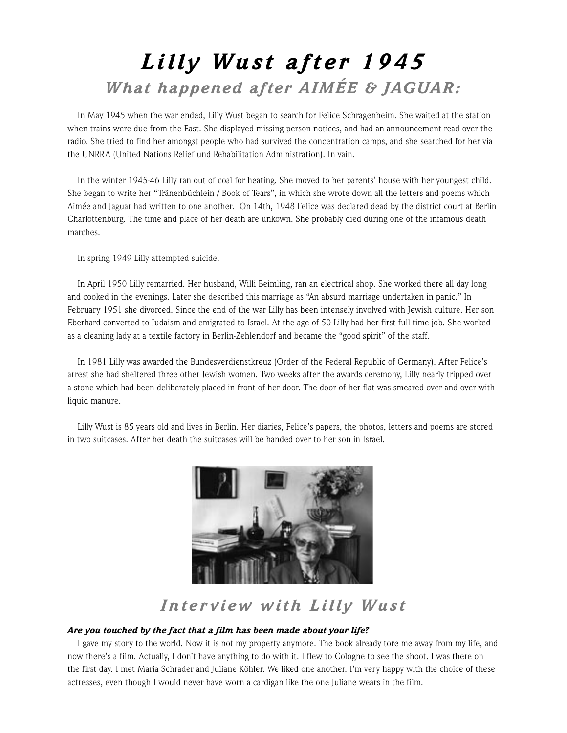# Lilly Wust after 1945

## What happened after AIMÉE & JAGUAR:

In May 1945 when the war ended, Lilly Wust began to search for Felice Schragenheim. She waited at the station when trains were due from the East. She displayed missing person notices, and had an announcement read over the radio. She tried to find her amongst people who had survived the concentration camps, and she searched for her via the UNRRA (United Nations Relief und Rehabilitation Administration). In vain.

In the winter 1945-46 Lilly ran out of coal for heating. She moved to her parents' house with her youngest child. She began to write her "Tränenbüchlein / Book of Tears", in which she wrote down all the letters and poems which Aimée and Jaguar had written to one another. On 14th, 1948 Felice was declared dead by the district court at Berlin Charlottenburg. The time and place of her death are unkown. She probably died during one of the infamous death marches.

In spring 1949 Lilly attempted suicide.

In April 1950 Lilly remarried. Her husband, Willi Beimling, ran an electrical shop. She worked there all day long and cooked in the evenings. Later she described this marriage as "An absurd marriage undertaken in panic." In February 1951 she divorced. Since the end of the war Lilly has been intensely involved with Jewish culture. Her son Eberhard converted to Judaism and emigrated to Israel. At the age of 50 Lilly had her first full-time job. She worked as a cleaning lady at a textile factory in Berlin-Zehlendorf and became the "good spirit" of the staff.

In 1981 Lilly was awarded the Bundesverdienstkreuz (Order of the Federal Republic of Germany). After Felice's arrest she had sheltered three other Jewish women. Two weeks after the awards ceremony, Lilly nearly tripped over a stone which had been deliberately placed in front of her door. The door of her flat was smeared over and over with liquid manure.

Lilly Wust is 85 years old and lives in Berlin. Her diaries, Felice's papers, the photos, letters and poems are stored in two suitcases. After her death the suitcases will be handed over to her son in Israel.

## Interview with Lilly Wust

***Are you touched by the fact that a film has been made about your life?***

I gave my story to the world. Now it is not my property anymore. The book already tore me away from my life, and now there's a film. Actually, I don't have anything to do with it. I flew to Cologne to see the shoot. I was there on the first day. I met Maria Schrader and Juliane Köhler. We liked one another. I'm very happy with the choice of these actresses, even though I would never have worn a cardigan like the one Juliane wears in the film.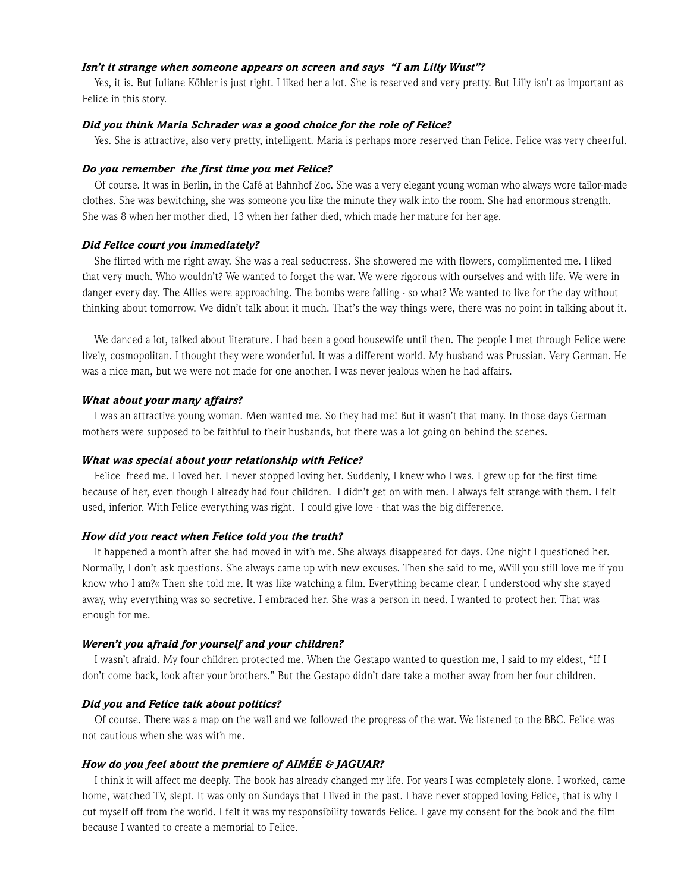***Isn't it strange when someone appears on screen and says "I am Lilly Wust"?***

Yes, it is. But Juliane Köhler is just right. I liked her a lot. She is reserved and very pretty. But Lilly isn't as important as Felice in this story.

***Did you think Maria Schrader was a good choice for the role of Felice?***

Yes. She is attractive, also very pretty, intelligent. Maria is perhaps more reserved than Felice. Felice was very cheerful.

***Do you remember the first time you met Felice?***

Of course. It was in Berlin, in the Café at Bahnhof Zoo. She was a very elegant young woman who always wore tailor-made clothes. She was bewitching, she was someone you like the minute they walk into the room. She had enormous strength. She was 8 when her mother died, 13 when her father died, which made her mature for her age.

***Did Felice court you immediately?***

She flirted with me right away. She was a real seductress. She showered me with flowers, complimented me. I liked that very much. Who wouldn't? We wanted to forget the war. We were rigorous with ourselves and with life. We were in danger every day. The Allies were approaching. The bombs were falling - so what? We wanted to live for the day without thinking about tomorrow. We didn't talk about it much. That's the way things were, there was no point in talking about it.

We danced a lot, talked about literature. I had been a good housewife until then. The people I met through Felice were lively, cosmopolitan. I thought they were wonderful. It was a different world. My husband was Prussian. Very German. He was a nice man, but we were not made for one another. I was never jealous when he had affairs.

***What about your many affairs?***

I was an attractive young woman. Men wanted me. So they had me! But it wasn't that many. In those days German mothers were supposed to be faithful to their husbands, but there was a lot going on behind the scenes.

***What was special about your relationship with Felice?***

Felice freed me. I loved her. I never stopped loving her. Suddenly, I knew who I was. I grew up for the first time because of her, even though I already had four children. I didn't get on with men. I always felt strange with them. I felt used, inferior. With Felice everything was right. I could give love - that was the big difference.

***How did you react when Felice told you the truth?***

It happened a month after she had moved in with me. She always disappeared for days. One night I questioned her. Normally, I don't ask questions. She always came up with new excuses. Then she said to me, »Will you still love me if you know who I am?« Then she told me. It was like watching a film. Everything became clear. I understood why she stayed away, why everything was so secretive. I embraced her. She was a person in need. I wanted to protect her. That was enough for me.

***Weren't you afraid for yourself and your children?***

I wasn't afraid. My four children protected me. When the Gestapo wanted to question me, I said to my eldest, "If I don't come back, look after your brothers." But the Gestapo didn't dare take a mother away from her four children.

***Did you and Felice talk about politics?***

Of course. There was a map on the wall and we followed the progress of the war. We listened to the BBC. Felice was not cautious when she was with me.

***How do you feel about the premiere of AIMÉE & JAGUAR?***

I think it will affect me deeply. The book has already changed my life. For years I was completely alone. I worked, came home, watched TV, slept. It was only on Sundays that I lived in the past. I have never stopped loving Felice, that is why I cut myself off from the world. I felt it was my responsibility towards Felice. I gave my consent for the book and the film because I wanted to create a memorial to Felice.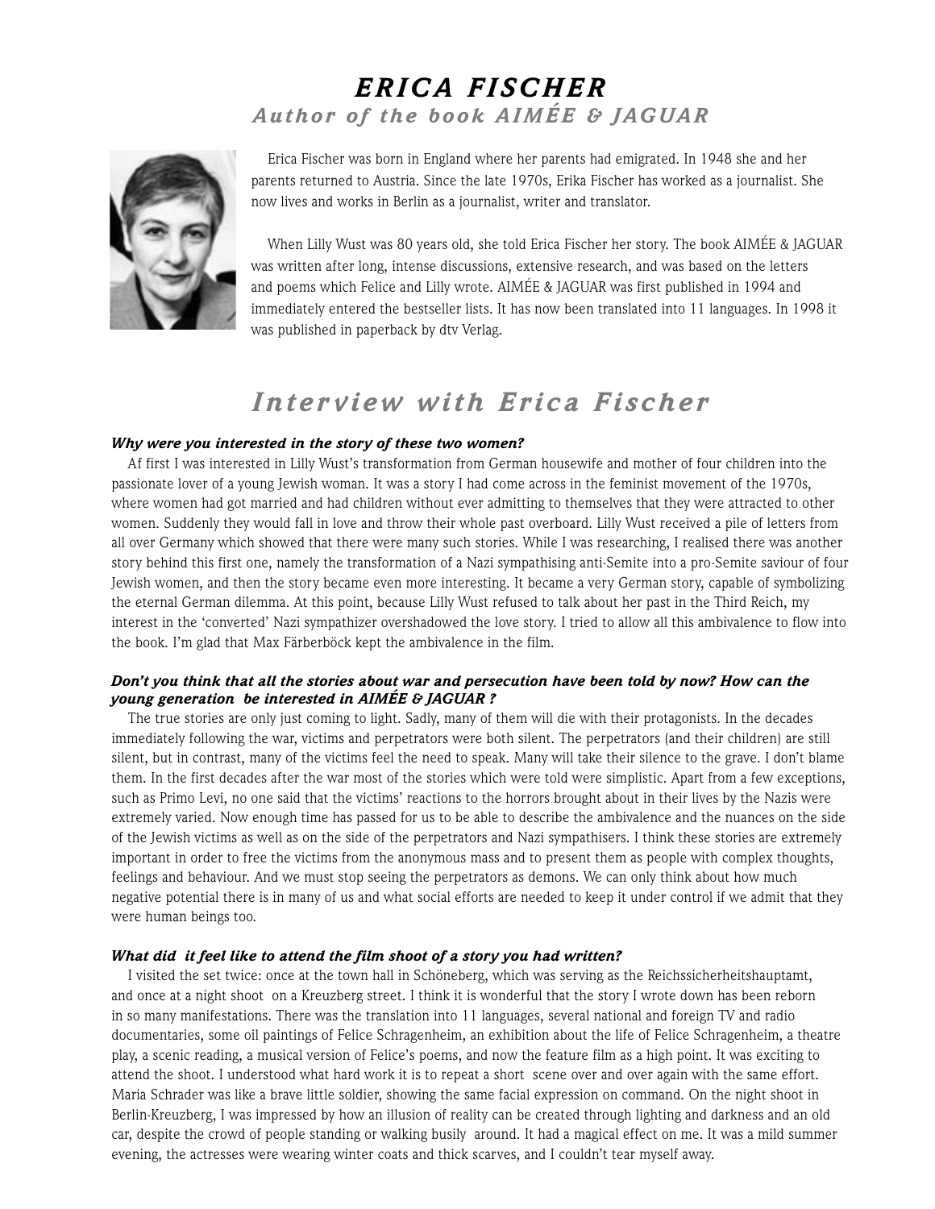# *ERICA FISCHER*

## *Author of the book AIMÉE & JAGUAR*

Erica Fischer was born in England where her parents had emigrated. In 1948 she and her parents returned to Austria. Since the late 1970s, Erika Fischer has worked as a journalist. She now lives and works in Berlin as a journalist, writer and translator.

When Lilly Wust was 80 years old, she told Erica Fischer her story. The book AIMÉE & JAGUAR was written after long, intense discussions, extensive research, and was based on the letters and poems which Felice and Lilly wrote. AIMÉE & JAGUAR was first published in 1994 and immediately entered the bestseller lists. It has now been translated into 11 languages. In 1998 it was published in paperback by dtv Verlag.

# *Interview with Erica Fischer*

***Why were you interested in the story of these two women?***

Af first I was interested in Lilly Wust's transformation from German housewife and mother of four children into the passionate lover of a young Jewish woman. It was a story I had come across in the feminist movement of the 1970s, where women had got married and had children without ever admitting to themselves that they were attracted to other women. Suddenly they would fall in love and throw their whole past overboard. Lilly Wust received a pile of letters from all over Germany which showed that there were many such stories. While I was researching, I realised there was another story behind this first one, namely the transformation of a Nazi sympathising anti-Semite into a pro-Semite saviour of four Jewish women, and then the story became even more interesting. It became a very German story, capable of symbolizing the eternal German dilemma. At this point, because Lilly Wust refused to talk about her past in the Third Reich, my interest in the 'converted' Nazi sympathizer overshadowed the love story. I tried to allow all this ambivalence to flow into the book. I'm glad that Max Färberböck kept the ambivalence in the film.

***Don't you think that all the stories about war and persecution have been told by now? How can the young generation be interested in AIMÉE & JAGUAR ?***

The true stories are only just coming to light. Sadly, many of them will die with their protagonists. In the decades immediately following the war, victims and perpetrators were both silent. The perpetrators (and their children) are still silent, but in contrast, many of the victims feel the need to speak. Many will take their silence to the grave. I don't blame them. In the first decades after the war most of the stories which were told were simplistic. Apart from a few exceptions, such as Primo Levi, no one said that the victims' reactions to the horrors brought about in their lives by the Nazis were extremely varied. Now enough time has passed for us to be able to describe the ambivalence and the nuances on the side of the Jewish victims as well as on the side of the perpetrators and Nazi sympathisers. I think these stories are extremely important in order to free the victims from the anonymous mass and to present them as people with complex thoughts, feelings and behaviour. And we must stop seeing the perpetrators as demons. We can only think about how much negative potential there is in many of us and what social efforts are needed to keep it under control if we admit that they were human beings too.

***What did it feel like to attend the film shoot of a story you had written?***

I visited the set twice: once at the town hall in Schöneberg, which was serving as the Reichssicherheitshauptamt, and once at a night shoot on a Kreuzberg street. I think it is wonderful that the story I wrote down has been reborn in so many manifestations. There was the translation into 11 languages, several national and foreign TV and radio documentaries, some oil paintings of Felice Schragenheim, an exhibition about the life of Felice Schragenheim, a theatre play, a scenic reading, a musical version of Felice's poems, and now the feature film as a high point. It was exciting to attend the shoot. I understood what hard work it is to repeat a short scene over and over again with the same effort. Maria Schrader was like a brave little soldier, showing the same facial expression on command. On the night shoot in Berlin-Kreuzberg, I was impressed by how an illusion of reality can be created through lighting and darkness and an old car, despite the crowd of people standing or walking busily around. It had a magical effect on me. It was a mild summer evening, the actresses were wearing winter coats and thick scarves, and I couldn't tear myself away.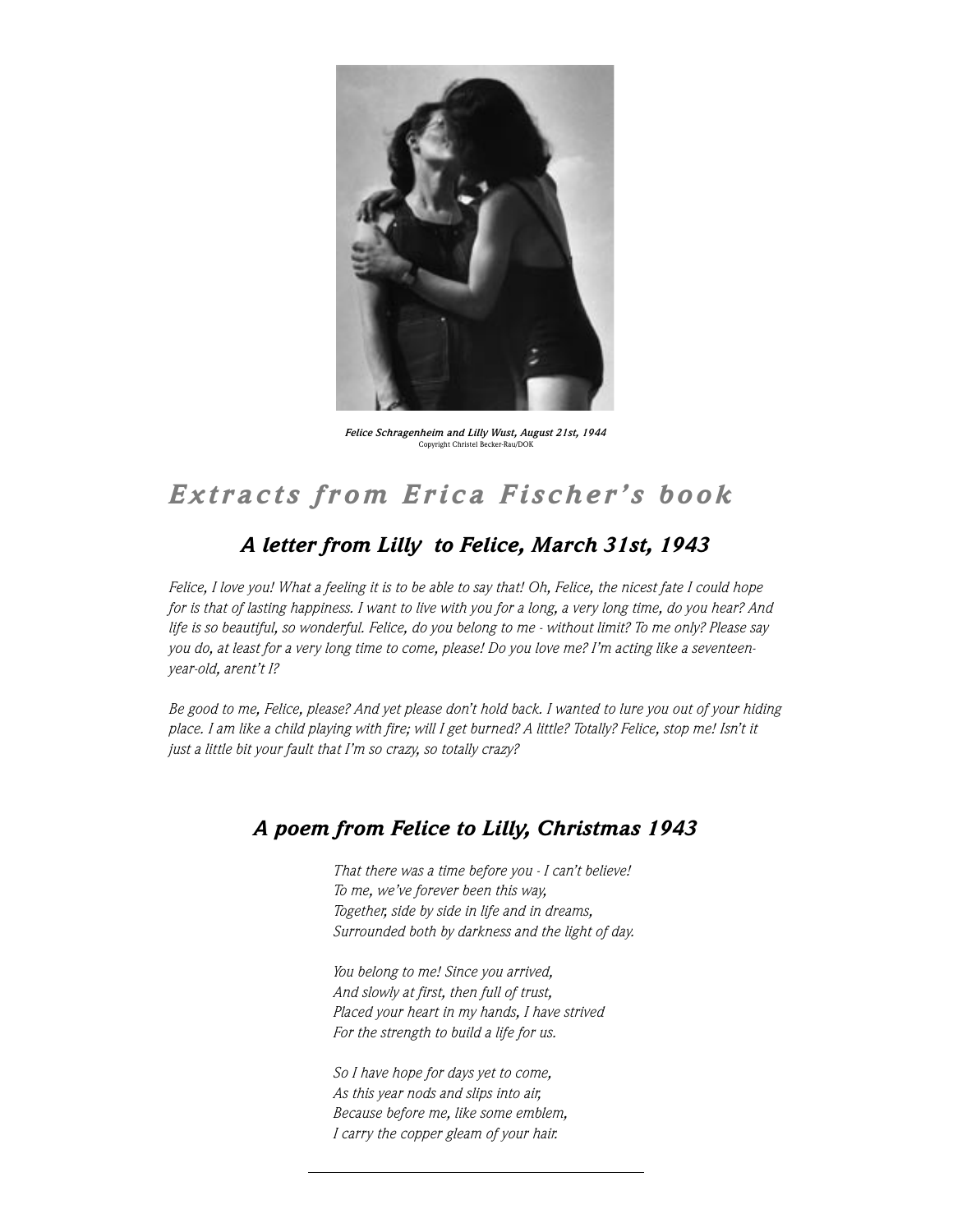*Felice Schragenheim and Lilly Wust, August 21st, 1944*
Copyright Christel Becker-Rau/DOK

# *Extracts from Erica Fischer's book*

## *A letter from Lilly to Felice, March 31st, 1943*

*Felice, I love you! What a feeling it is to be able to say that! Oh, Felice, the nicest fate I could hope for is that of lasting happiness. I want to live with you for a long, a very long time, do you hear? And life is so beautiful, so wonderful. Felice, do you belong to me - without limit? To me only? Please say you do, at least for a very long time to come, please! Do you love me? I'm acting like a seventeen-year-old, aren't I?*

*Be good to me, Felice, please? And yet please don't hold back. I wanted to lure you out of your hiding place. I am like a child playing with fire; will I get burned? A little? Totally? Felice, stop me! Isn't it just a little bit your fault that I'm so crazy, so totally crazy?*

## *A poem from Felice to Lilly, Christmas 1943*

*That there was a time before you - I can't believe!*
*To me, we've forever been this way,*
*Together, side by side in life and in dreams,*
*Surrounded both by darkness and the light of day.*

*You belong to me! Since you arrived,*
*And slowly at first, then full of trust,*
*Placed your heart in my hands, I have strived*
*For the strength to build a life for us.*

*So I have hope for days yet to come,*
*As this year nods and slips into air,*
*Because before me, like some emblem,*
*I carry the copper gleam of your hair.*